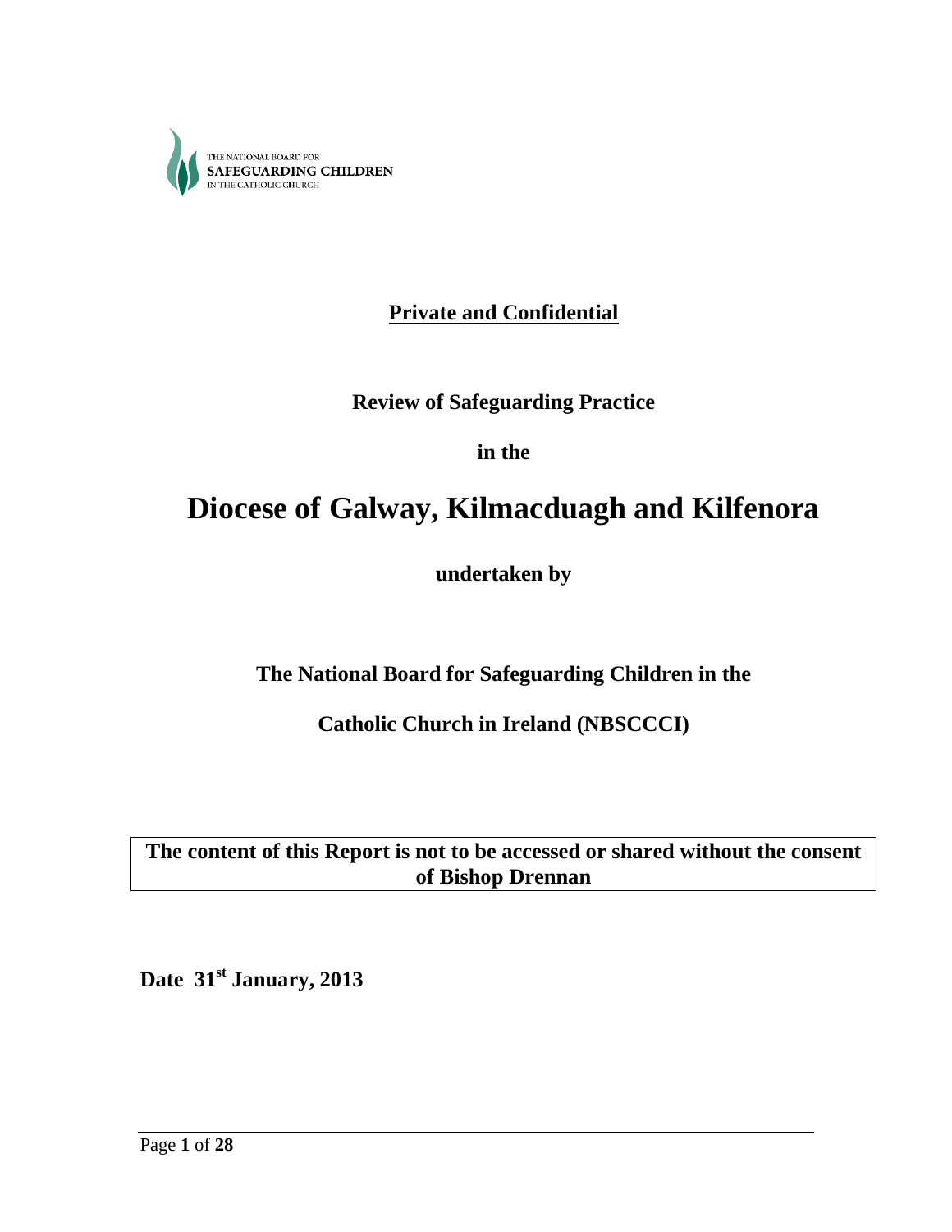THE NATIONAL BOARD FOR
**SAFEGUARDING CHILDREN**
IN THE CATHOLIC CHURCH

**Private and Confidential**

**Review of Safeguarding Practice**

**in the**

# Diocese of Galway, Kilmacduagh and Kilfenora

**undertaken by**

**The National Board for Safeguarding Children in the**

**Catholic Church in Ireland (NBSCCCI)**

**The content of this Report is not to be accessed or shared without the consent of Bishop Drennan**

**Date 31st January, 2013**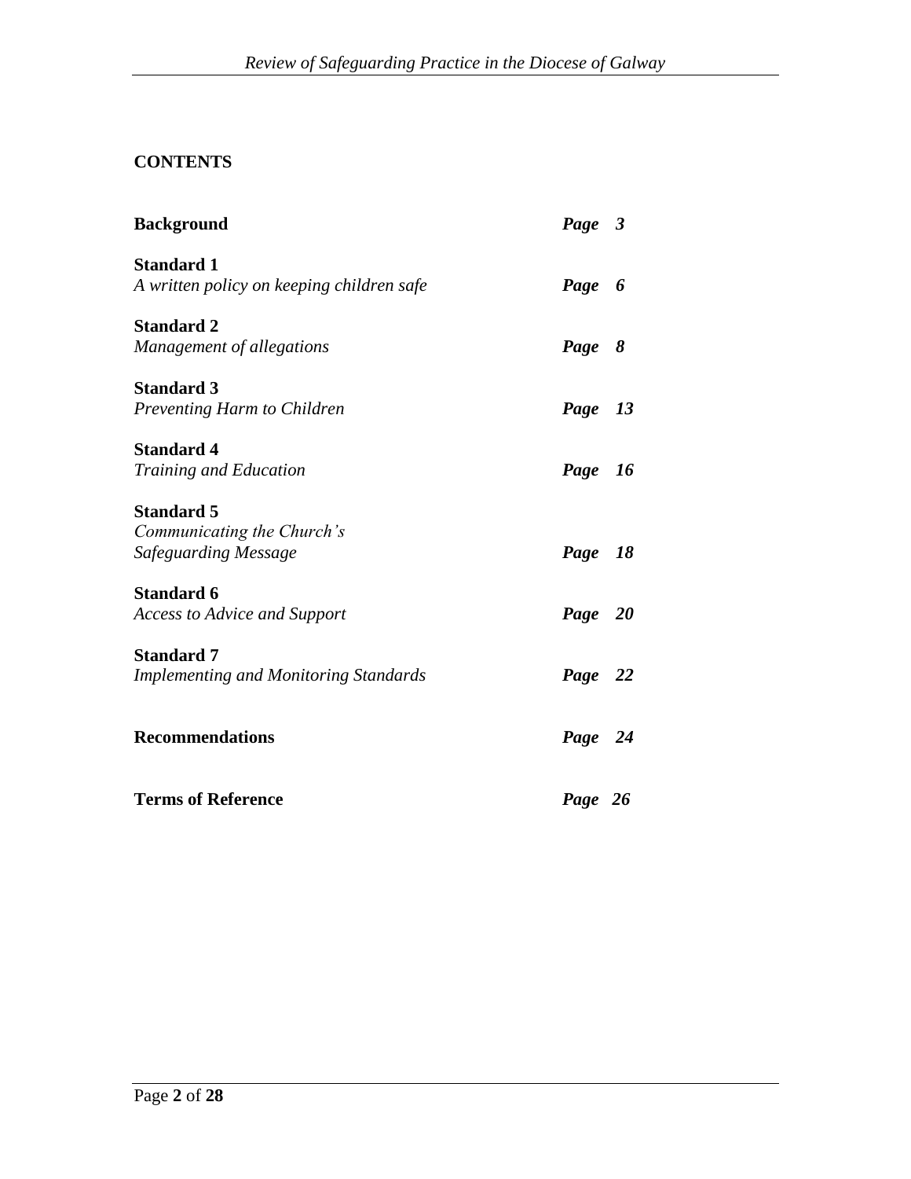## CONTENTS

| | |
|---|---|
| **Background** | ***Page 3*** |
| **Standard 1**<br>*A written policy on keeping children safe* | ***Page 6*** |
| **Standard 2**<br>*Management of allegations* | ***Page 8*** |
| **Standard 3**<br>*Preventing Harm to Children* | ***Page 13*** |
| **Standard 4**<br>*Training and Education* | ***Page 16*** |
| **Standard 5**<br>*Communicating the Church's Safeguarding Message* | ***Page 18*** |
| **Standard 6**<br>*Access to Advice and Support* | ***Page 20*** |
| **Standard 7**<br>*Implementing and Monitoring Standards* | ***Page 22*** |
| **Recommendations** | ***Page 24*** |
| **Terms of Reference** | ***Page 26*** |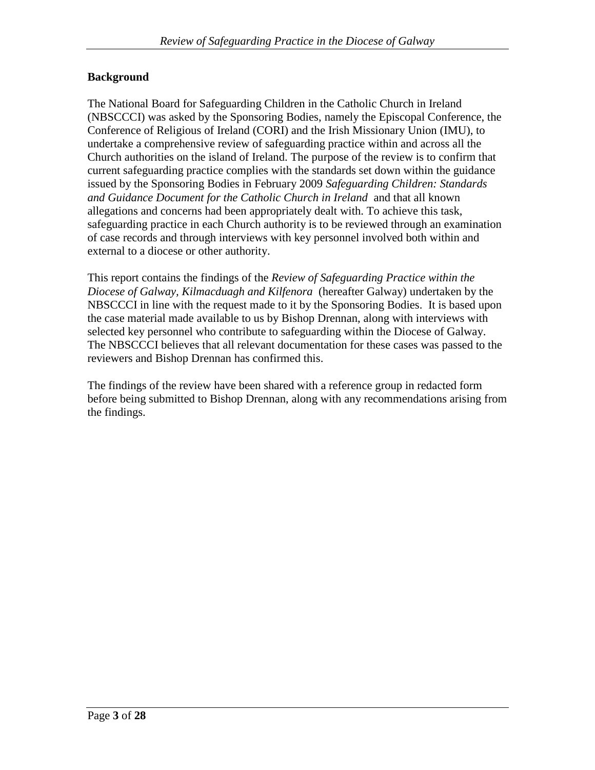## Background

The National Board for Safeguarding Children in the Catholic Church in Ireland (NBSCCCI) was asked by the Sponsoring Bodies, namely the Episcopal Conference, the Conference of Religious of Ireland (CORI) and the Irish Missionary Union (IMU), to undertake a comprehensive review of safeguarding practice within and across all the Church authorities on the island of Ireland. The purpose of the review is to confirm that current safeguarding practice complies with the standards set down within the guidance issued by the Sponsoring Bodies in February 2009 *Safeguarding Children: Standards and Guidance Document for the Catholic Church in Ireland* and that all known allegations and concerns had been appropriately dealt with. To achieve this task, safeguarding practice in each Church authority is to be reviewed through an examination of case records and through interviews with key personnel involved both within and external to a diocese or other authority.

This report contains the findings of the *Review of Safeguarding Practice within the Diocese of Galway, Kilmacduagh and Kilfenora* (hereafter Galway) undertaken by the NBSCCCI in line with the request made to it by the Sponsoring Bodies. It is based upon the case material made available to us by Bishop Drennan, along with interviews with selected key personnel who contribute to safeguarding within the Diocese of Galway. The NBSCCCI believes that all relevant documentation for these cases was passed to the reviewers and Bishop Drennan has confirmed this.

The findings of the review have been shared with a reference group in redacted form before being submitted to Bishop Drennan, along with any recommendations arising from the findings.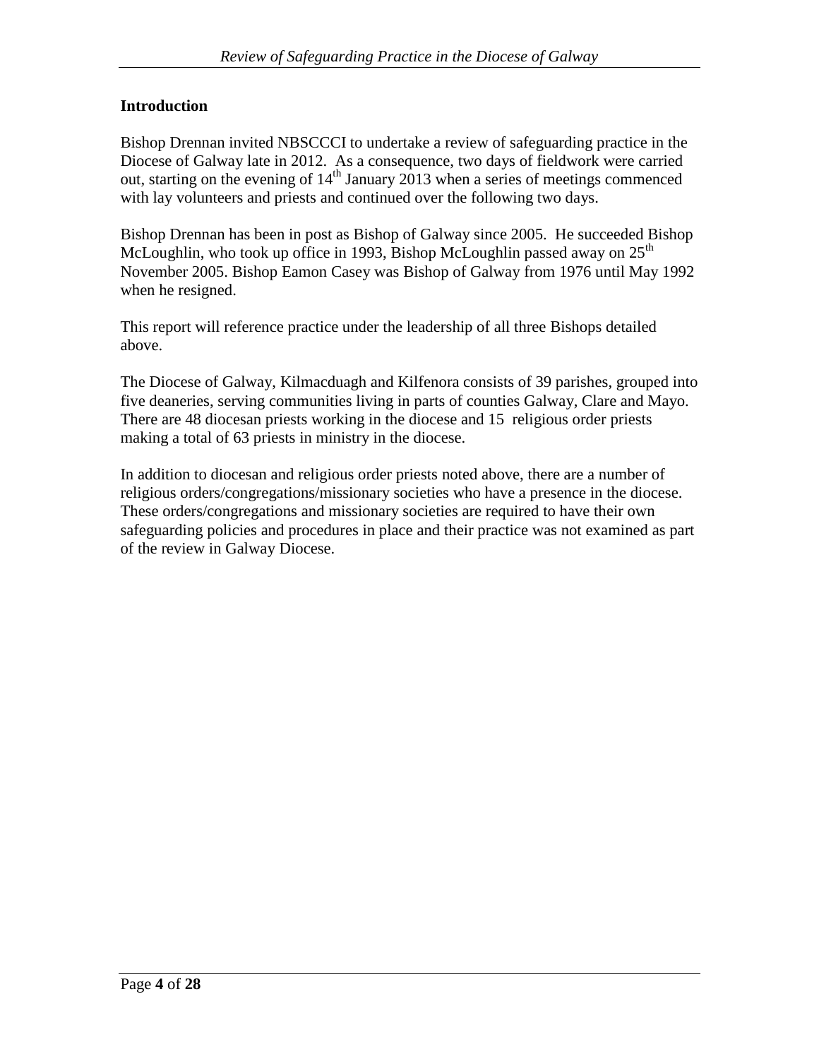## Introduction

Bishop Drennan invited NBSCCCI to undertake a review of safeguarding practice in the Diocese of Galway late in 2012. As a consequence, two days of fieldwork were carried out, starting on the evening of 14th January 2013 when a series of meetings commenced with lay volunteers and priests and continued over the following two days.

Bishop Drennan has been in post as Bishop of Galway since 2005. He succeeded Bishop McLoughlin, who took up office in 1993, Bishop McLoughlin passed away on 25th November 2005. Bishop Eamon Casey was Bishop of Galway from 1976 until May 1992 when he resigned.

This report will reference practice under the leadership of all three Bishops detailed above.

The Diocese of Galway, Kilmacduagh and Kilfenora consists of 39 parishes, grouped into five deaneries, serving communities living in parts of counties Galway, Clare and Mayo. There are 48 diocesan priests working in the diocese and 15 religious order priests making a total of 63 priests in ministry in the diocese.

In addition to diocesan and religious order priests noted above, there are a number of religious orders/congregations/missionary societies who have a presence in the diocese. These orders/congregations and missionary societies are required to have their own safeguarding policies and procedures in place and their practice was not examined as part of the review in Galway Diocese.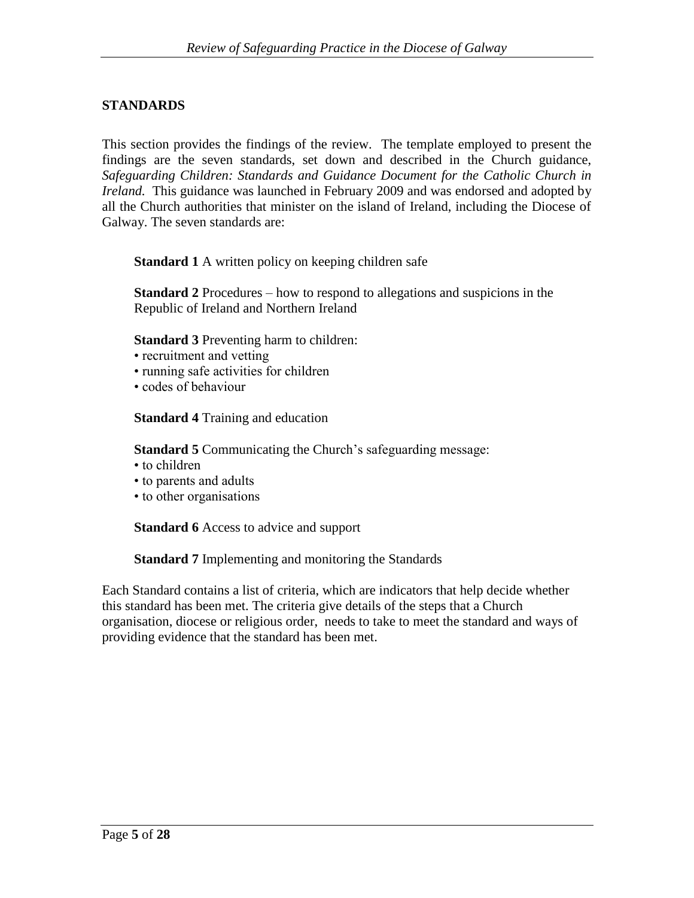## STANDARDS

This section provides the findings of the review. The template employed to present the findings are the seven standards, set down and described in the Church guidance, *Safeguarding Children: Standards and Guidance Document for the Catholic Church in Ireland.* This guidance was launched in February 2009 and was endorsed and adopted by all the Church authorities that minister on the island of Ireland, including the Diocese of Galway. The seven standards are:

**Standard 1** A written policy on keeping children safe

**Standard 2** Procedures – how to respond to allegations and suspicions in the Republic of Ireland and Northern Ireland

**Standard 3** Preventing harm to children:
- recruitment and vetting
- running safe activities for children
- codes of behaviour

**Standard 4** Training and education

**Standard 5** Communicating the Church's safeguarding message:
- to children
- to parents and adults
- to other organisations

**Standard 6** Access to advice and support

**Standard 7** Implementing and monitoring the Standards

Each Standard contains a list of criteria, which are indicators that help decide whether this standard has been met. The criteria give details of the steps that a Church organisation, diocese or religious order, needs to take to meet the standard and ways of providing evidence that the standard has been met.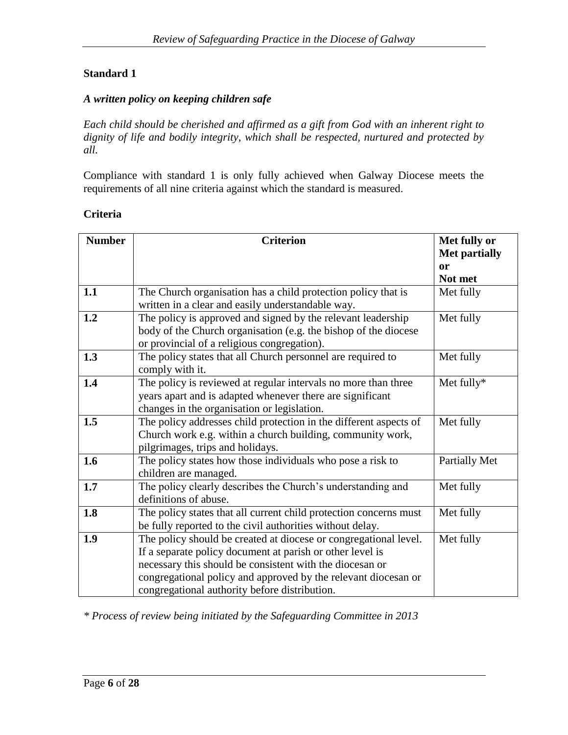**Standard 1**

***A written policy on keeping children safe***

*Each child should be cherished and affirmed as a gift from God with an inherent right to dignity of life and bodily integrity, which shall be respected, nurtured and protected by all.*

Compliance with standard 1 is only fully achieved when Galway Diocese meets the requirements of all nine criteria against which the standard is measured.

**Criteria**

| Number | Criterion | Met fully or Met partially or Not met |
|---|---|---|
| **1.1** | The Church organisation has a child protection policy that is written in a clear and easily understandable way. | Met fully |
| **1.2** | The policy is approved and signed by the relevant leadership body of the Church organisation (e.g. the bishop of the diocese or provincial of a religious congregation). | Met fully |
| **1.3** | The policy states that all Church personnel are required to comply with it. | Met fully |
| **1.4** | The policy is reviewed at regular intervals no more than three years apart and is adapted whenever there are significant changes in the organisation or legislation. | Met fully* |
| **1.5** | The policy addresses child protection in the different aspects of Church work e.g. within a church building, community work, pilgrimages, trips and holidays. | Met fully |
| **1.6** | The policy states how those individuals who pose a risk to children are managed. | Partially Met |
| **1.7** | The policy clearly describes the Church's understanding and definitions of abuse. | Met fully |
| **1.8** | The policy states that all current child protection concerns must be fully reported to the civil authorities without delay. | Met fully |
| **1.9** | The policy should be created at diocese or congregational level. If a separate policy document at parish or other level is necessary this should be consistent with the diocesan or congregational policy and approved by the relevant diocesan or congregational authority before distribution. | Met fully |

*\* Process of review being initiated by the Safeguarding Committee in 2013*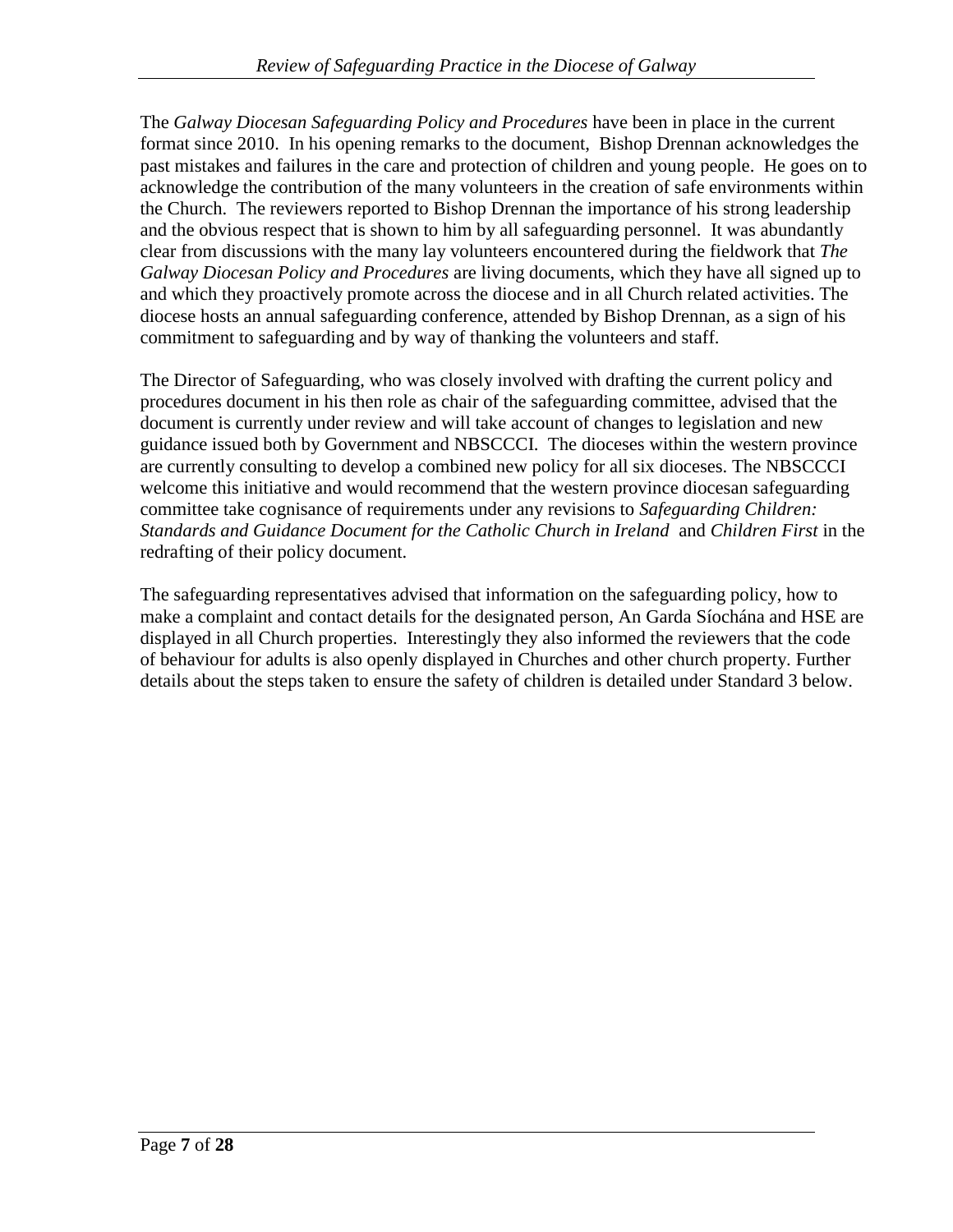The *Galway Diocesan Safeguarding Policy and Procedures* have been in place in the current format since 2010. In his opening remarks to the document, Bishop Drennan acknowledges the past mistakes and failures in the care and protection of children and young people. He goes on to acknowledge the contribution of the many volunteers in the creation of safe environments within the Church. The reviewers reported to Bishop Drennan the importance of his strong leadership and the obvious respect that is shown to him by all safeguarding personnel. It was abundantly clear from discussions with the many lay volunteers encountered during the fieldwork that *The Galway Diocesan Policy and Procedures* are living documents, which they have all signed up to and which they proactively promote across the diocese and in all Church related activities. The diocese hosts an annual safeguarding conference, attended by Bishop Drennan, as a sign of his commitment to safeguarding and by way of thanking the volunteers and staff.

The Director of Safeguarding, who was closely involved with drafting the current policy and procedures document in his then role as chair of the safeguarding committee, advised that the document is currently under review and will take account of changes to legislation and new guidance issued both by Government and NBSCCCI. The dioceses within the western province are currently consulting to develop a combined new policy for all six dioceses. The NBSCCCI welcome this initiative and would recommend that the western province diocesan safeguarding committee take cognisance of requirements under any revisions to *Safeguarding Children: Standards and Guidance Document for the Catholic Church in Ireland* and *Children First* in the redrafting of their policy document.

The safeguarding representatives advised that information on the safeguarding policy, how to make a complaint and contact details for the designated person, An Garda Síochána and HSE are displayed in all Church properties. Interestingly they also informed the reviewers that the code of behaviour for adults is also openly displayed in Churches and other church property. Further details about the steps taken to ensure the safety of children is detailed under Standard 3 below.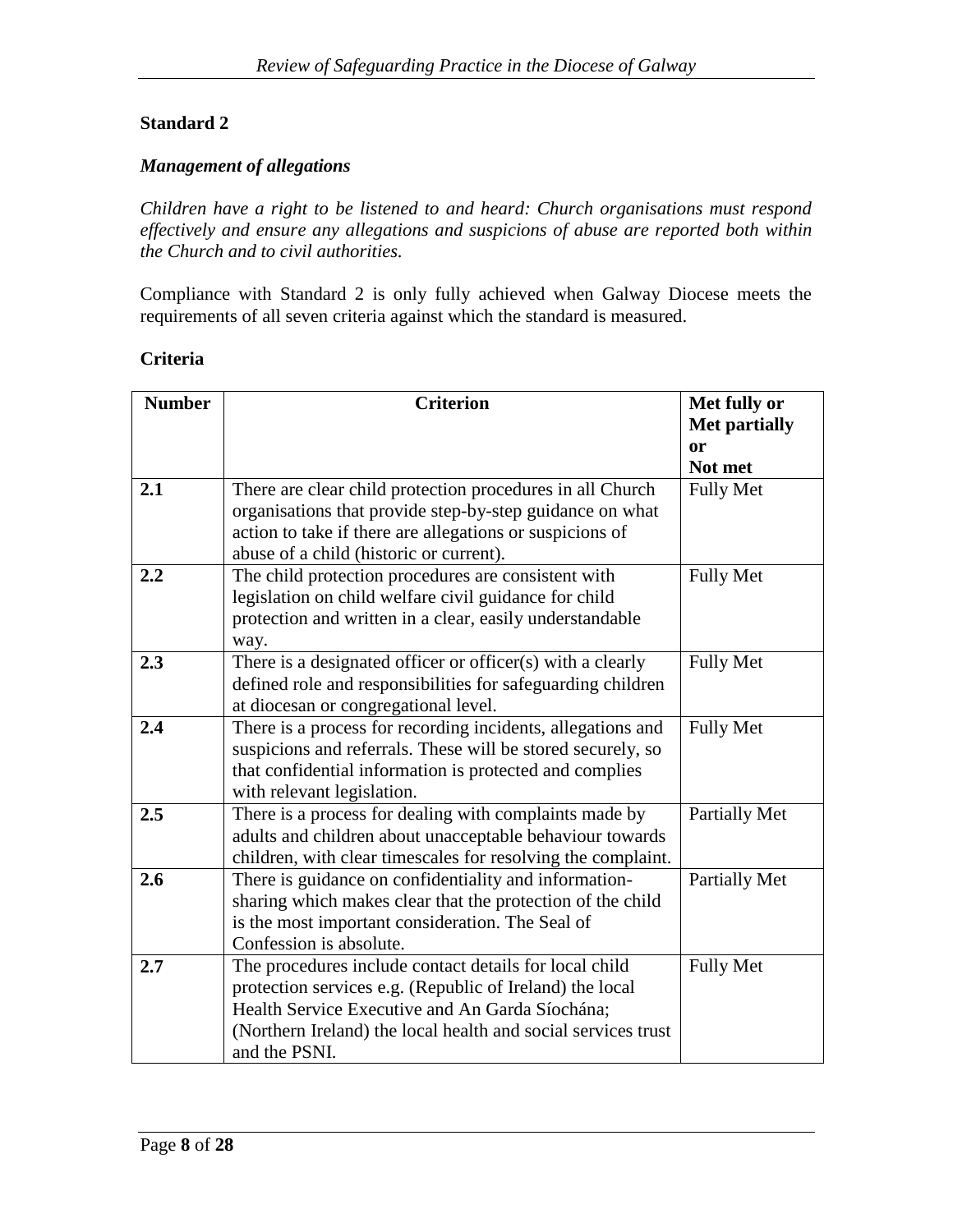**Standard 2**

***Management of allegations***

*Children have a right to be listened to and heard: Church organisations must respond effectively and ensure any allegations and suspicions of abuse are reported both within the Church and to civil authorities.*

Compliance with Standard 2 is only fully achieved when Galway Diocese meets the requirements of all seven criteria against which the standard is measured.

**Criteria**

| Number | Criterion | Met fully or Met partially or Not met |
|---|---|---|
| **2.1** | There are clear child protection procedures in all Church organisations that provide step-by-step guidance on what action to take if there are allegations or suspicions of abuse of a child (historic or current). | Fully Met |
| **2.2** | The child protection procedures are consistent with legislation on child welfare civil guidance for child protection and written in a clear, easily understandable way. | Fully Met |
| **2.3** | There is a designated officer or officer(s) with a clearly defined role and responsibilities for safeguarding children at diocesan or congregational level. | Fully Met |
| **2.4** | There is a process for recording incidents, allegations and suspicions and referrals. These will be stored securely, so that confidential information is protected and complies with relevant legislation. | Fully Met |
| **2.5** | There is a process for dealing with complaints made by adults and children about unacceptable behaviour towards children, with clear timescales for resolving the complaint. | Partially Met |
| **2.6** | There is guidance on confidentiality and information-sharing which makes clear that the protection of the child is the most important consideration. The Seal of Confession is absolute. | Partially Met |
| **2.7** | The procedures include contact details for local child protection services e.g. (Republic of Ireland) the local Health Service Executive and An Garda Síochána; (Northern Ireland) the local health and social services trust and the PSNI. | Fully Met |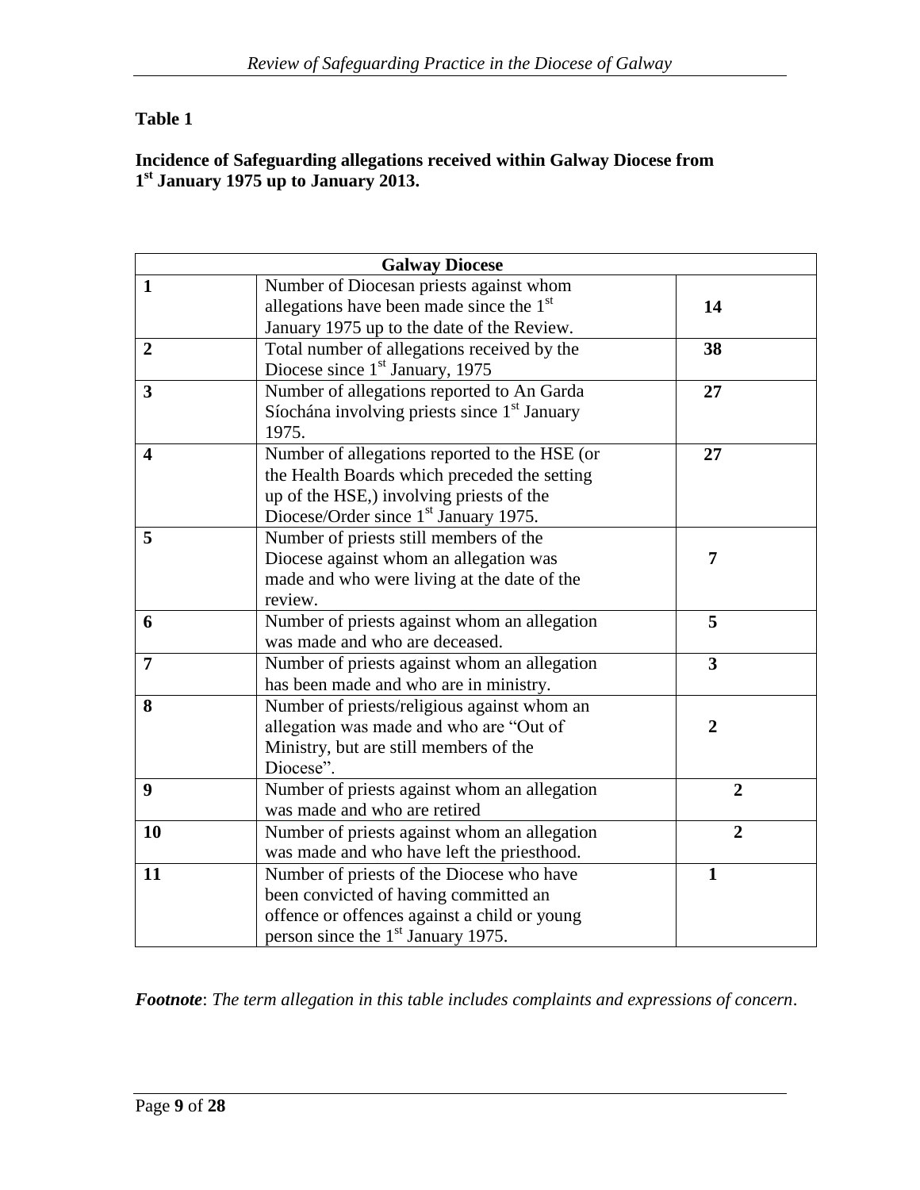**Table 1**

**Incidence of Safeguarding allegations received within Galway Diocese from 1st January 1975 up to January 2013.**

| Galway Diocese | | |
|---|---|---|
| **1** | Number of Diocesan priests against whom allegations have been made since the 1st January 1975 up to the date of the Review. | **14** |
| **2** | Total number of allegations received by the Diocese since 1st January, 1975 | **38** |
| **3** | Number of allegations reported to An Garda Síochána involving priests since 1st January 1975. | **27** |
| **4** | Number of allegations reported to the HSE (or the Health Boards which preceded the setting up of the HSE,) involving priests of the Diocese/Order since 1st January 1975. | **27** |
| **5** | Number of priests still members of the Diocese against whom an allegation was made and who were living at the date of the review. | **7** |
| **6** | Number of priests against whom an allegation was made and who are deceased. | **5** |
| **7** | Number of priests against whom an allegation has been made and who are in ministry. | **3** |
| **8** | Number of priests/religious against whom an allegation was made and who are "Out of Ministry, but are still members of the Diocese". | **2** |
| **9** | Number of priests against whom an allegation was made and who are retired | **2** |
| **10** | Number of priests against whom an allegation was made and who have left the priesthood. | **2** |
| **11** | Number of priests of the Diocese who have been convicted of having committed an offence or offences against a child or young person since the 1st January 1975. | **1** |

***Footnote***: *The term allegation in this table includes complaints and expressions of concern*.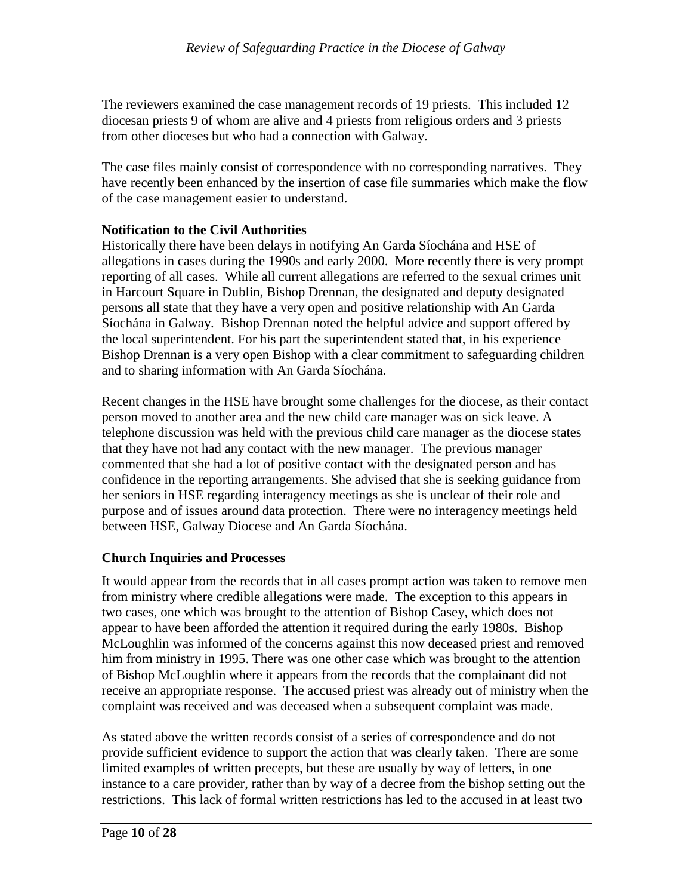The reviewers examined the case management records of 19 priests. This included 12 diocesan priests 9 of whom are alive and 4 priests from religious orders and 3 priests from other dioceses but who had a connection with Galway.

The case files mainly consist of correspondence with no corresponding narratives. They have recently been enhanced by the insertion of case file summaries which make the flow of the case management easier to understand.

### Notification to the Civil Authorities

Historically there have been delays in notifying An Garda Síochána and HSE of allegations in cases during the 1990s and early 2000. More recently there is very prompt reporting of all cases. While all current allegations are referred to the sexual crimes unit in Harcourt Square in Dublin, Bishop Drennan, the designated and deputy designated persons all state that they have a very open and positive relationship with An Garda Síochána in Galway. Bishop Drennan noted the helpful advice and support offered by the local superintendent. For his part the superintendent stated that, in his experience Bishop Drennan is a very open Bishop with a clear commitment to safeguarding children and to sharing information with An Garda Síochána.

Recent changes in the HSE have brought some challenges for the diocese, as their contact person moved to another area and the new child care manager was on sick leave. A telephone discussion was held with the previous child care manager as the diocese states that they have not had any contact with the new manager. The previous manager commented that she had a lot of positive contact with the designated person and has confidence in the reporting arrangements. She advised that she is seeking guidance from her seniors in HSE regarding interagency meetings as she is unclear of their role and purpose and of issues around data protection. There were no interagency meetings held between HSE, Galway Diocese and An Garda Síochána.

### Church Inquiries and Processes

It would appear from the records that in all cases prompt action was taken to remove men from ministry where credible allegations were made. The exception to this appears in two cases, one which was brought to the attention of Bishop Casey, which does not appear to have been afforded the attention it required during the early 1980s. Bishop McLoughlin was informed of the concerns against this now deceased priest and removed him from ministry in 1995. There was one other case which was brought to the attention of Bishop McLoughlin where it appears from the records that the complainant did not receive an appropriate response. The accused priest was already out of ministry when the complaint was received and was deceased when a subsequent complaint was made.

As stated above the written records consist of a series of correspondence and do not provide sufficient evidence to support the action that was clearly taken. There are some limited examples of written precepts, but these are usually by way of letters, in one instance to a care provider, rather than by way of a decree from the bishop setting out the restrictions. This lack of formal written restrictions has led to the accused in at least two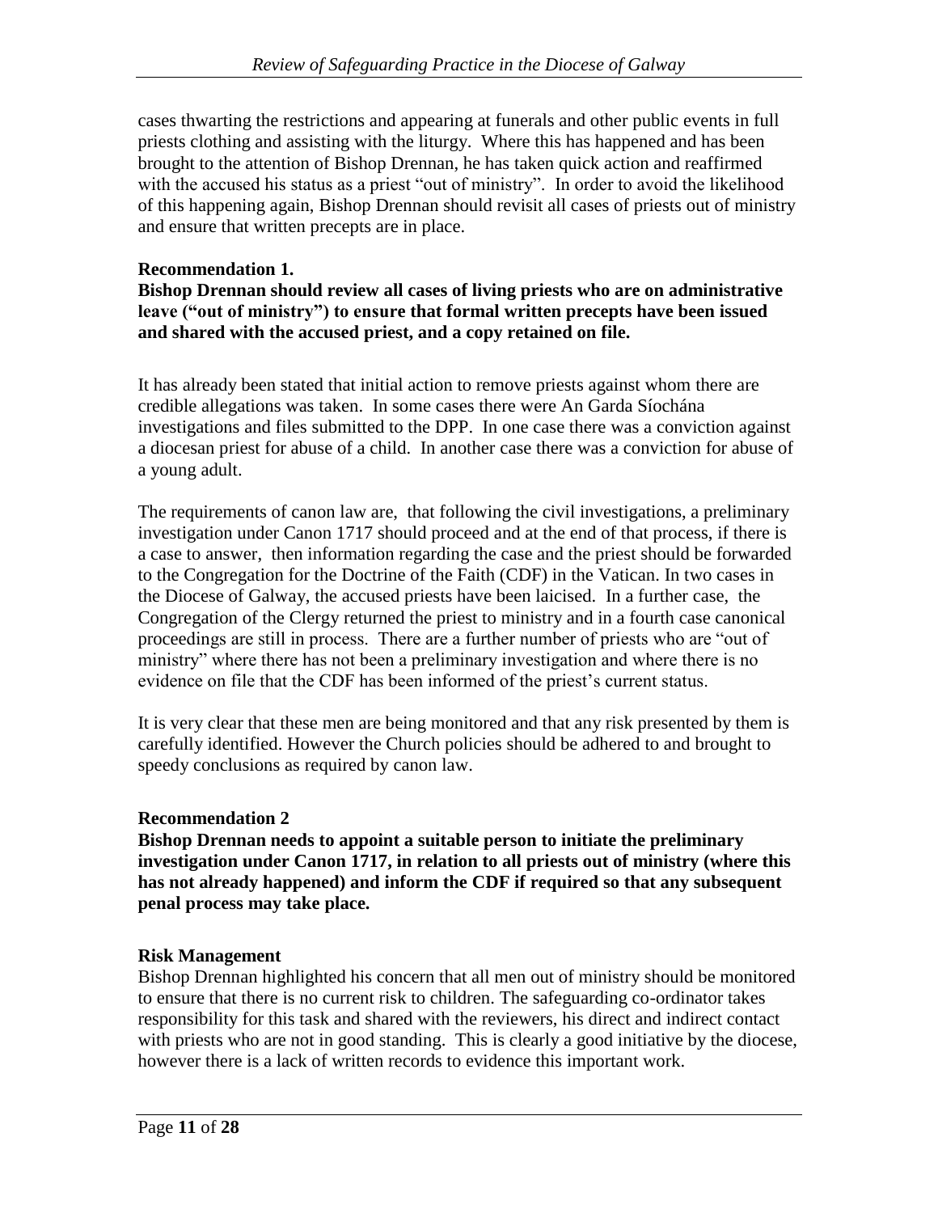cases thwarting the restrictions and appearing at funerals and other public events in full priests clothing and assisting with the liturgy. Where this has happened and has been brought to the attention of Bishop Drennan, he has taken quick action and reaffirmed with the accused his status as a priest "out of ministry". In order to avoid the likelihood of this happening again, Bishop Drennan should revisit all cases of priests out of ministry and ensure that written precepts are in place.

**Recommendation 1.**
**Bishop Drennan should review all cases of living priests who are on administrative leave ("out of ministry") to ensure that formal written precepts have been issued and shared with the accused priest, and a copy retained on file.**

It has already been stated that initial action to remove priests against whom there are credible allegations was taken. In some cases there were An Garda Síochána investigations and files submitted to the DPP. In one case there was a conviction against a diocesan priest for abuse of a child. In another case there was a conviction for abuse of a young adult.

The requirements of canon law are, that following the civil investigations, a preliminary investigation under Canon 1717 should proceed and at the end of that process, if there is a case to answer, then information regarding the case and the priest should be forwarded to the Congregation for the Doctrine of the Faith (CDF) in the Vatican. In two cases in the Diocese of Galway, the accused priests have been laicised. In a further case, the Congregation of the Clergy returned the priest to ministry and in a fourth case canonical proceedings are still in process. There are a further number of priests who are "out of ministry" where there has not been a preliminary investigation and where there is no evidence on file that the CDF has been informed of the priest's current status.

It is very clear that these men are being monitored and that any risk presented by them is carefully identified. However the Church policies should be adhered to and brought to speedy conclusions as required by canon law.

**Recommendation 2**
**Bishop Drennan needs to appoint a suitable person to initiate the preliminary investigation under Canon 1717, in relation to all priests out of ministry (where this has not already happened) and inform the CDF if required so that any subsequent penal process may take place.**

**Risk Management**
Bishop Drennan highlighted his concern that all men out of ministry should be monitored to ensure that there is no current risk to children. The safeguarding co-ordinator takes responsibility for this task and shared with the reviewers, his direct and indirect contact with priests who are not in good standing. This is clearly a good initiative by the diocese, however there is a lack of written records to evidence this important work.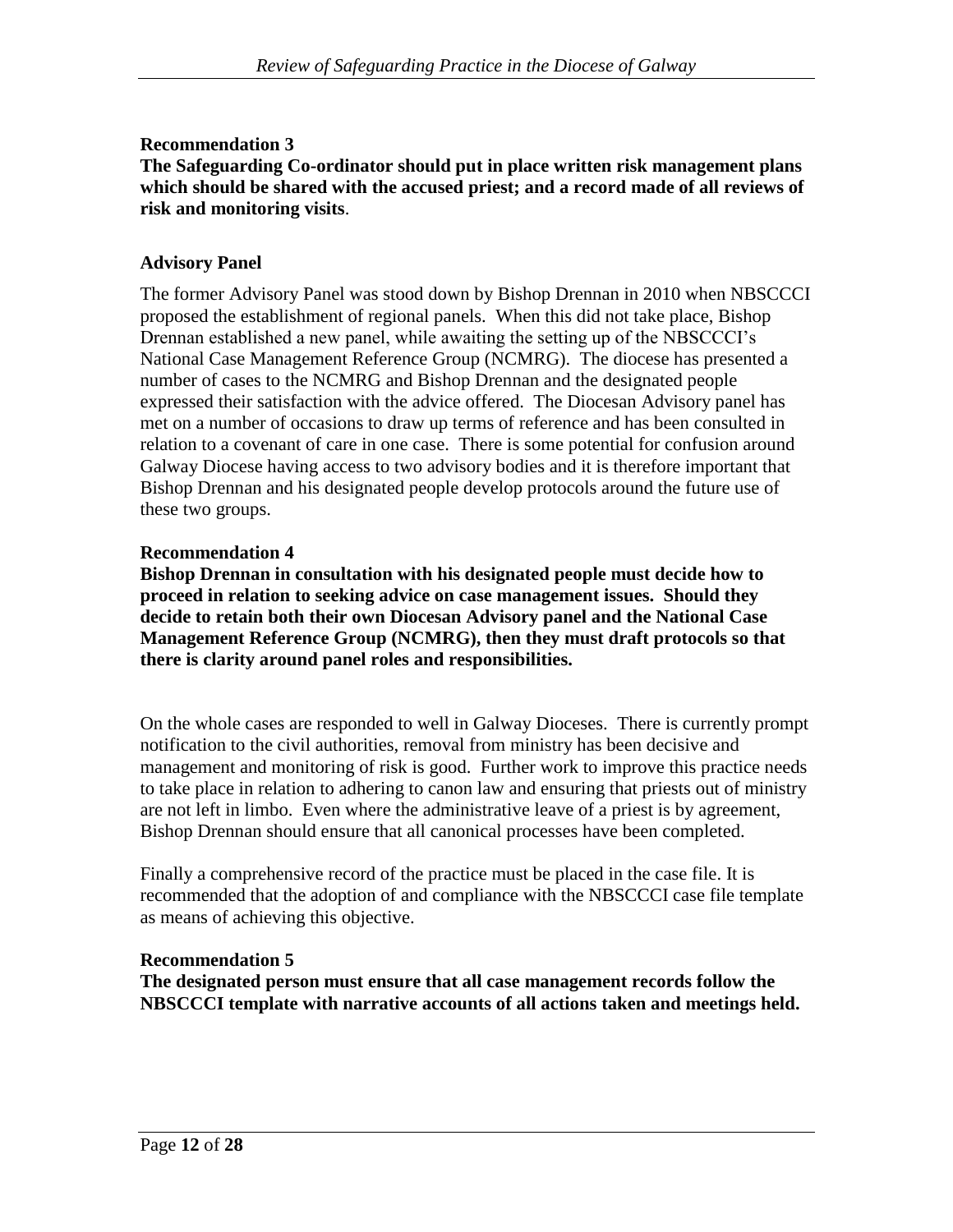**Recommendation 3**
**The Safeguarding Co-ordinator should put in place written risk management plans which should be shared with the accused priest; and a record made of all reviews of risk and monitoring visits**.

**Advisory Panel**

The former Advisory Panel was stood down by Bishop Drennan in 2010 when NBSCCCI proposed the establishment of regional panels. When this did not take place, Bishop Drennan established a new panel, while awaiting the setting up of the NBSCCCI's National Case Management Reference Group (NCMRG). The diocese has presented a number of cases to the NCMRG and Bishop Drennan and the designated people expressed their satisfaction with the advice offered. The Diocesan Advisory panel has met on a number of occasions to draw up terms of reference and has been consulted in relation to a covenant of care in one case. There is some potential for confusion around Galway Diocese having access to two advisory bodies and it is therefore important that Bishop Drennan and his designated people develop protocols around the future use of these two groups.

**Recommendation 4**
**Bishop Drennan in consultation with his designated people must decide how to proceed in relation to seeking advice on case management issues. Should they decide to retain both their own Diocesan Advisory panel and the National Case Management Reference Group (NCMRG), then they must draft protocols so that there is clarity around panel roles and responsibilities.**

On the whole cases are responded to well in Galway Dioceses. There is currently prompt notification to the civil authorities, removal from ministry has been decisive and management and monitoring of risk is good. Further work to improve this practice needs to take place in relation to adhering to canon law and ensuring that priests out of ministry are not left in limbo. Even where the administrative leave of a priest is by agreement, Bishop Drennan should ensure that all canonical processes have been completed.

Finally a comprehensive record of the practice must be placed in the case file. It is recommended that the adoption of and compliance with the NBSCCCI case file template as means of achieving this objective.

**Recommendation 5**
**The designated person must ensure that all case management records follow the NBSCCCI template with narrative accounts of all actions taken and meetings held.**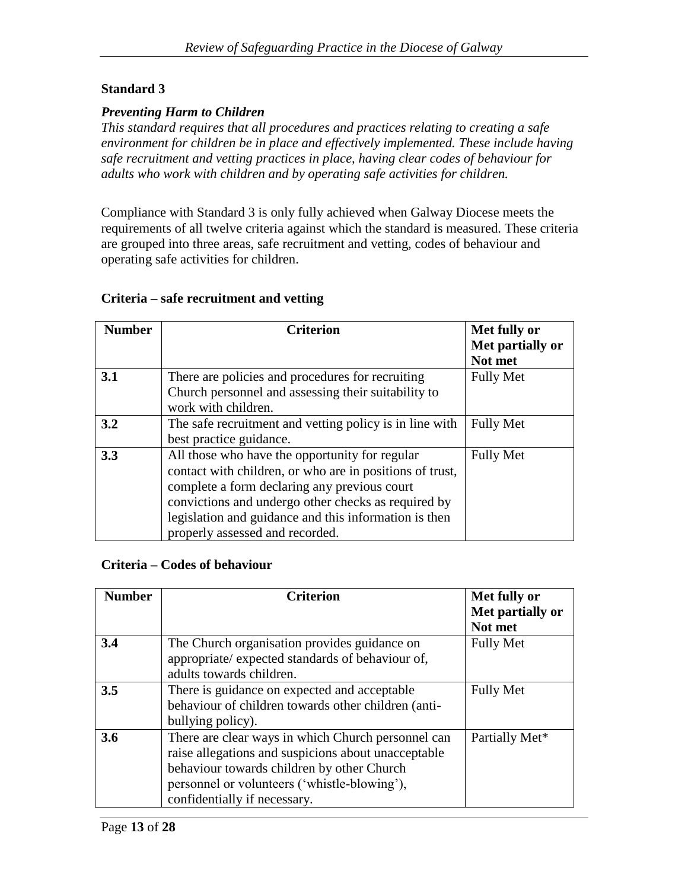**Standard 3**

***Preventing Harm to Children***

*This standard requires that all procedures and practices relating to creating a safe environment for children be in place and effectively implemented. These include having safe recruitment and vetting practices in place, having clear codes of behaviour for adults who work with children and by operating safe activities for children.*

Compliance with Standard 3 is only fully achieved when Galway Diocese meets the requirements of all twelve criteria against which the standard is measured. These criteria are grouped into three areas, safe recruitment and vetting, codes of behaviour and operating safe activities for children.

**Criteria – safe recruitment and vetting**

| Number | Criterion | Met fully or Met partially or Not met |
|---|---|---|
| **3.1** | There are policies and procedures for recruiting Church personnel and assessing their suitability to work with children. | Fully Met |
| **3.2** | The safe recruitment and vetting policy is in line with best practice guidance. | Fully Met |
| **3.3** | All those who have the opportunity for regular contact with children, or who are in positions of trust, complete a form declaring any previous court convictions and undergo other checks as required by legislation and guidance and this information is then properly assessed and recorded. | Fully Met |

**Criteria – Codes of behaviour**

| Number | Criterion | Met fully or Met partially or Not met |
|---|---|---|
| **3.4** | The Church organisation provides guidance on appropriate/ expected standards of behaviour of, adults towards children. | Fully Met |
| **3.5** | There is guidance on expected and acceptable behaviour of children towards other children (anti-bullying policy). | Fully Met |
| **3.6** | There are clear ways in which Church personnel can raise allegations and suspicions about unacceptable behaviour towards children by other Church personnel or volunteers ('whistle-blowing'), confidentially if necessary. | Partially Met* |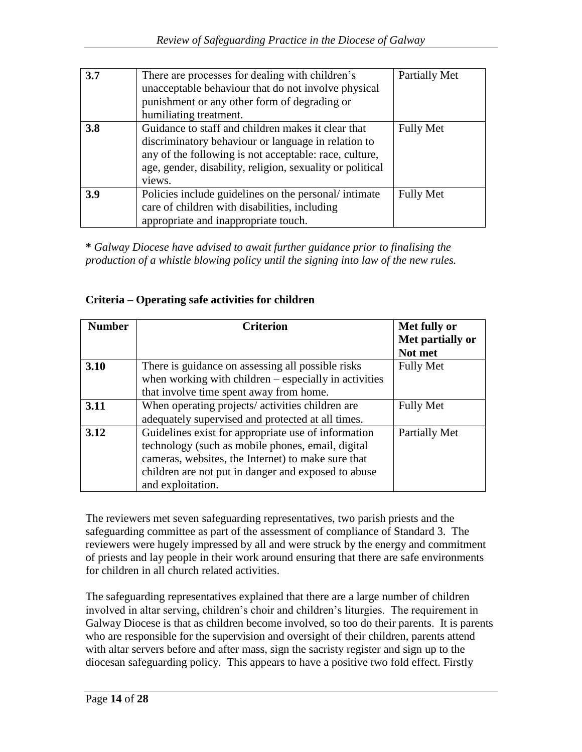| | | |
|---|---|---|
| **3.7** | There are processes for dealing with children's unacceptable behaviour that do not involve physical punishment or any other form of degrading or humiliating treatment. | Partially Met |
| **3.8** | Guidance to staff and children makes it clear that discriminatory behaviour or language in relation to any of the following is not acceptable: race, culture, age, gender, disability, religion, sexuality or political views. | Fully Met |
| **3.9** | Policies include guidelines on the personal/ intimate care of children with disabilities, including appropriate and inappropriate touch. | Fully Met |

***** *Galway Diocese have advised to await further guidance prior to finalising the production of a whistle blowing policy until the signing into law of the new rules.*

**Criteria – Operating safe activities for children**

| Number | Criterion | Met fully or Met partially or Not met |
|---|---|---|
| **3.10** | There is guidance on assessing all possible risks when working with children – especially in activities that involve time spent away from home. | Fully Met |
| **3.11** | When operating projects/ activities children are adequately supervised and protected at all times. | Fully Met |
| **3.12** | Guidelines exist for appropriate use of information technology (such as mobile phones, email, digital cameras, websites, the Internet) to make sure that children are not put in danger and exposed to abuse and exploitation. | Partially Met |

The reviewers met seven safeguarding representatives, two parish priests and the safeguarding committee as part of the assessment of compliance of Standard 3. The reviewers were hugely impressed by all and were struck by the energy and commitment of priests and lay people in their work around ensuring that there are safe environments for children in all church related activities.

The safeguarding representatives explained that there are a large number of children involved in altar serving, children's choir and children's liturgies. The requirement in Galway Diocese is that as children become involved, so too do their parents. It is parents who are responsible for the supervision and oversight of their children, parents attend with altar servers before and after mass, sign the sacristy register and sign up to the diocesan safeguarding policy. This appears to have a positive two fold effect. Firstly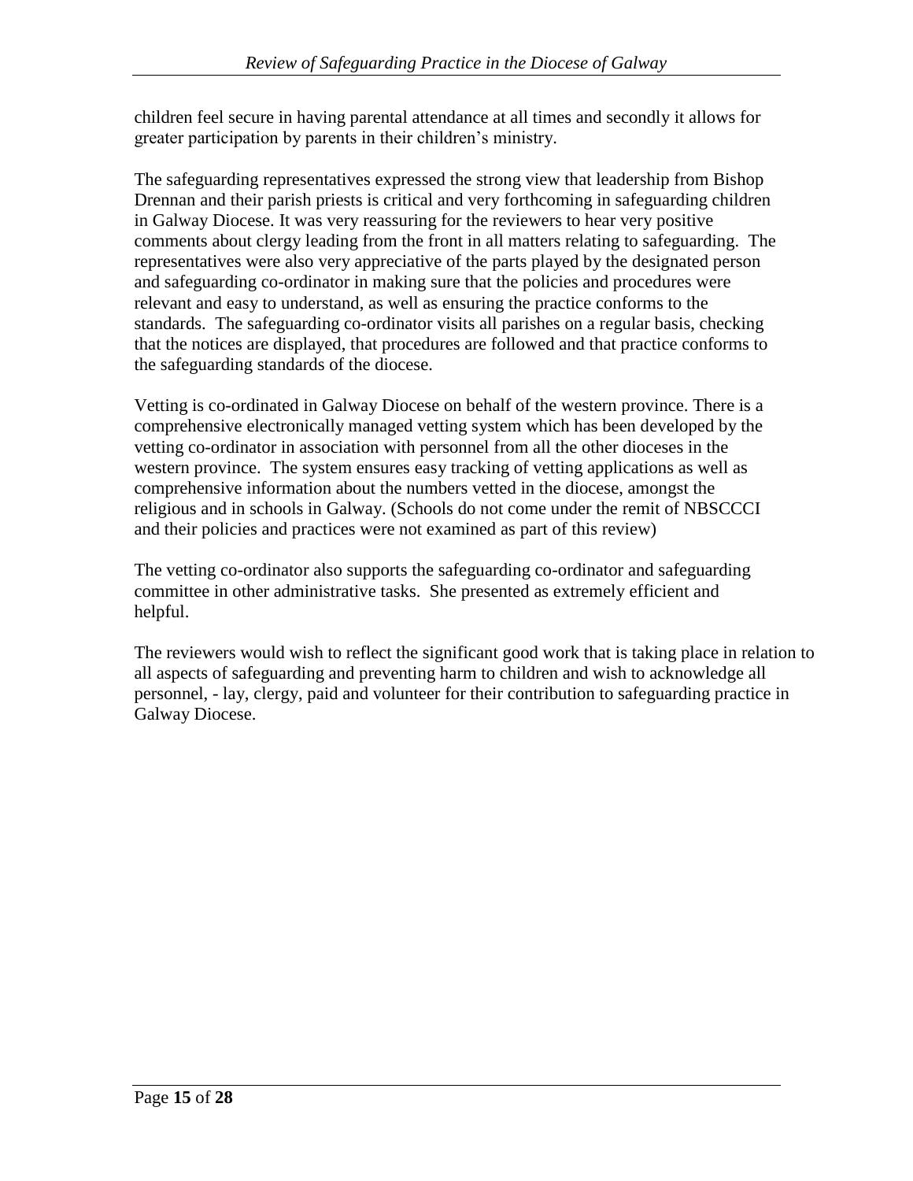children feel secure in having parental attendance at all times and secondly it allows for greater participation by parents in their children's ministry.

The safeguarding representatives expressed the strong view that leadership from Bishop Drennan and their parish priests is critical and very forthcoming in safeguarding children in Galway Diocese. It was very reassuring for the reviewers to hear very positive comments about clergy leading from the front in all matters relating to safeguarding. The representatives were also very appreciative of the parts played by the designated person and safeguarding co-ordinator in making sure that the policies and procedures were relevant and easy to understand, as well as ensuring the practice conforms to the standards. The safeguarding co-ordinator visits all parishes on a regular basis, checking that the notices are displayed, that procedures are followed and that practice conforms to the safeguarding standards of the diocese.

Vetting is co-ordinated in Galway Diocese on behalf of the western province. There is a comprehensive electronically managed vetting system which has been developed by the vetting co-ordinator in association with personnel from all the other dioceses in the western province. The system ensures easy tracking of vetting applications as well as comprehensive information about the numbers vetted in the diocese, amongst the religious and in schools in Galway. (Schools do not come under the remit of NBSCCCI and their policies and practices were not examined as part of this review)

The vetting co-ordinator also supports the safeguarding co-ordinator and safeguarding committee in other administrative tasks. She presented as extremely efficient and helpful.

The reviewers would wish to reflect the significant good work that is taking place in relation to all aspects of safeguarding and preventing harm to children and wish to acknowledge all personnel, - lay, clergy, paid and volunteer for their contribution to safeguarding practice in Galway Diocese.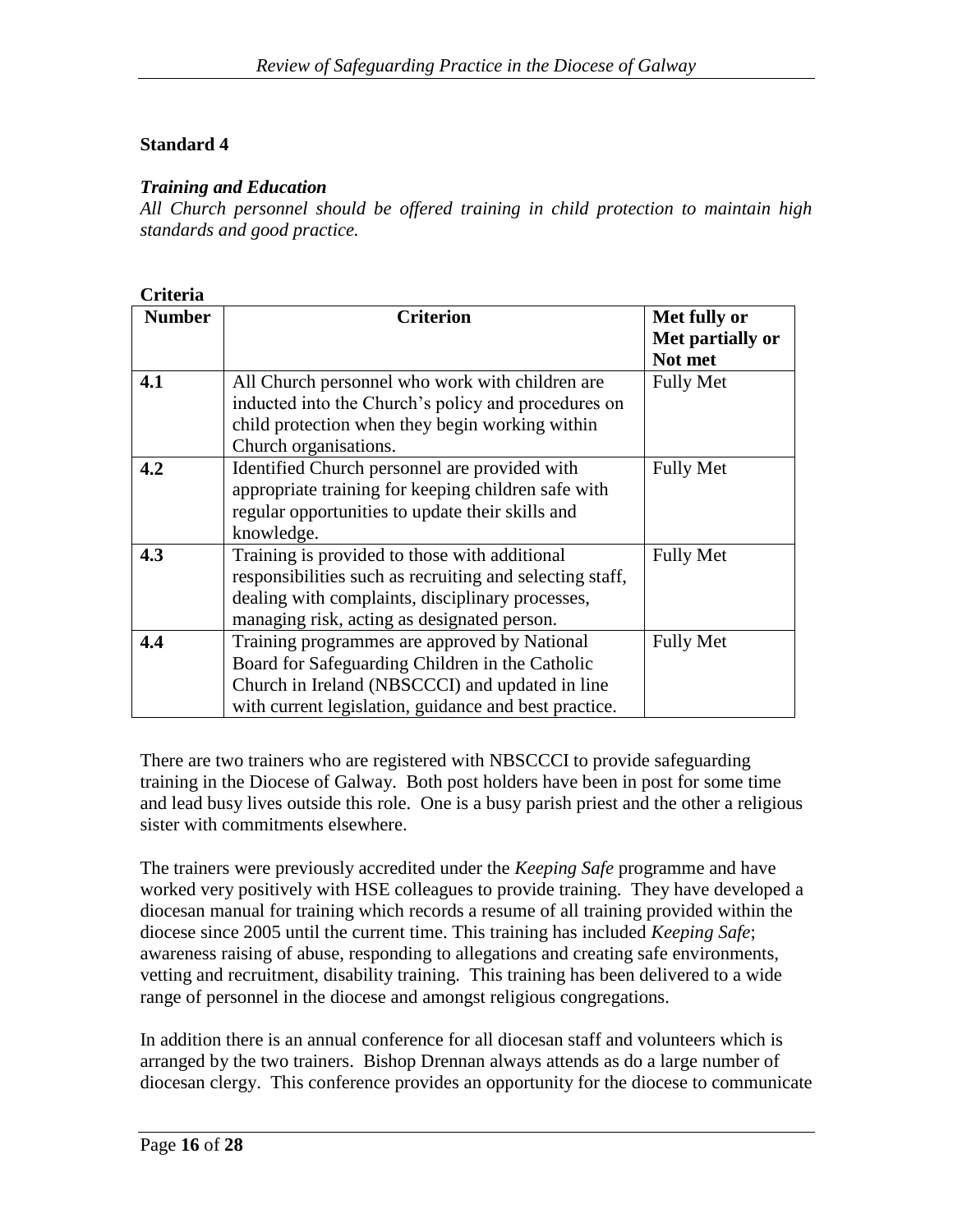## Standard 4

***Training and Education***

*All Church personnel should be offered training in child protection to maintain high standards and good practice.*

**Criteria**

| Number | Criterion | Met fully or Met partially or Not met |
|---|---|---|
| **4.1** | All Church personnel who work with children are inducted into the Church's policy and procedures on child protection when they begin working within Church organisations. | Fully Met |
| **4.2** | Identified Church personnel are provided with appropriate training for keeping children safe with regular opportunities to update their skills and knowledge. | Fully Met |
| **4.3** | Training is provided to those with additional responsibilities such as recruiting and selecting staff, dealing with complaints, disciplinary processes, managing risk, acting as designated person. | Fully Met |
| **4.4** | Training programmes are approved by National Board for Safeguarding Children in the Catholic Church in Ireland (NBSCCCI) and updated in line with current legislation, guidance and best practice. | Fully Met |

There are two trainers who are registered with NBSCCCI to provide safeguarding training in the Diocese of Galway. Both post holders have been in post for some time and lead busy lives outside this role. One is a busy parish priest and the other a religious sister with commitments elsewhere.

The trainers were previously accredited under the *Keeping Safe* programme and have worked very positively with HSE colleagues to provide training. They have developed a diocesan manual for training which records a resume of all training provided within the diocese since 2005 until the current time. This training has included *Keeping Safe*; awareness raising of abuse, responding to allegations and creating safe environments, vetting and recruitment, disability training. This training has been delivered to a wide range of personnel in the diocese and amongst religious congregations.

In addition there is an annual conference for all diocesan staff and volunteers which is arranged by the two trainers. Bishop Drennan always attends as do a large number of diocesan clergy. This conference provides an opportunity for the diocese to communicate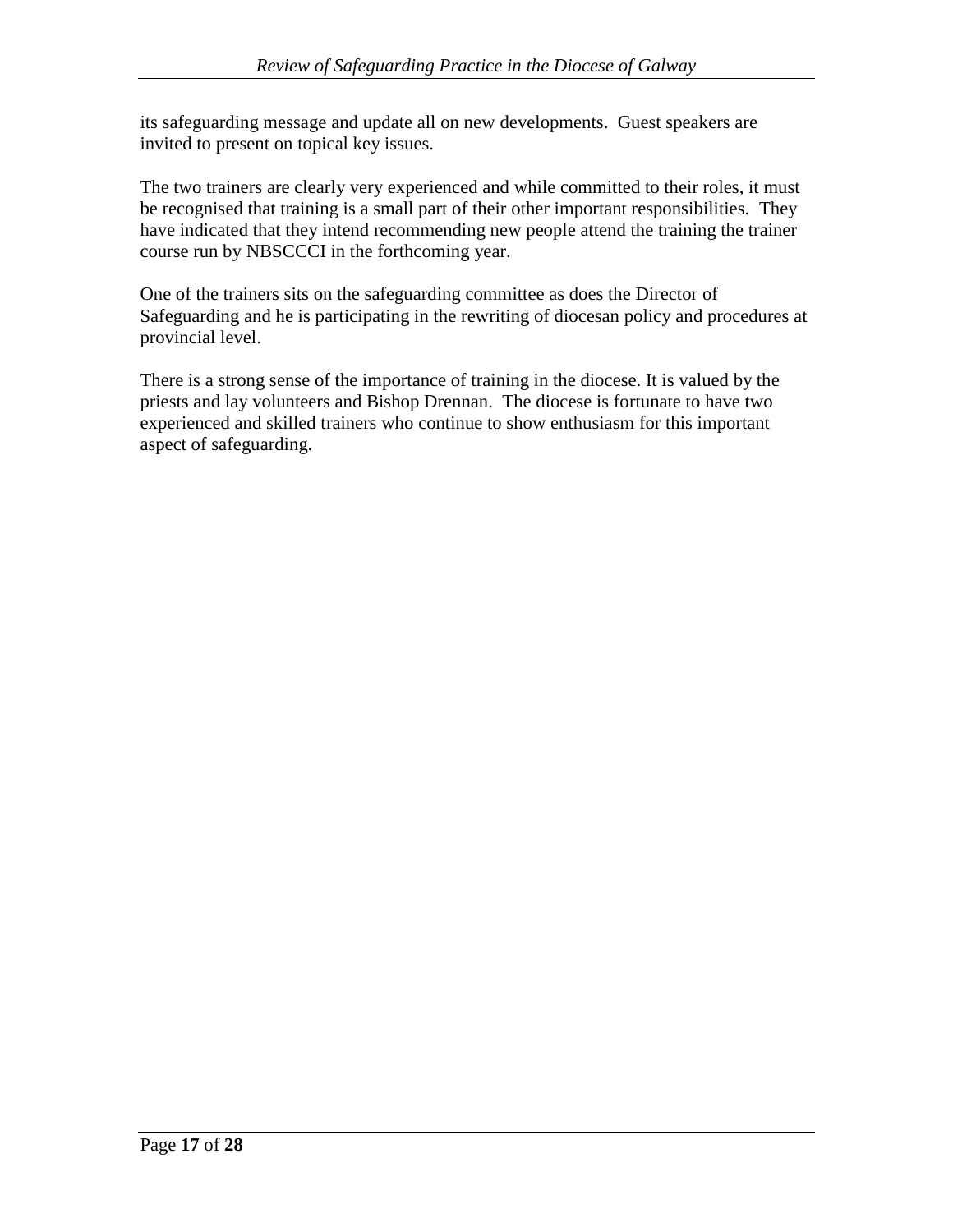its safeguarding message and update all on new developments. Guest speakers are invited to present on topical key issues.

The two trainers are clearly very experienced and while committed to their roles, it must be recognised that training is a small part of their other important responsibilities. They have indicated that they intend recommending new people attend the training the trainer course run by NBSCCCI in the forthcoming year.

One of the trainers sits on the safeguarding committee as does the Director of Safeguarding and he is participating in the rewriting of diocesan policy and procedures at provincial level.

There is a strong sense of the importance of training in the diocese. It is valued by the priests and lay volunteers and Bishop Drennan. The diocese is fortunate to have two experienced and skilled trainers who continue to show enthusiasm for this important aspect of safeguarding.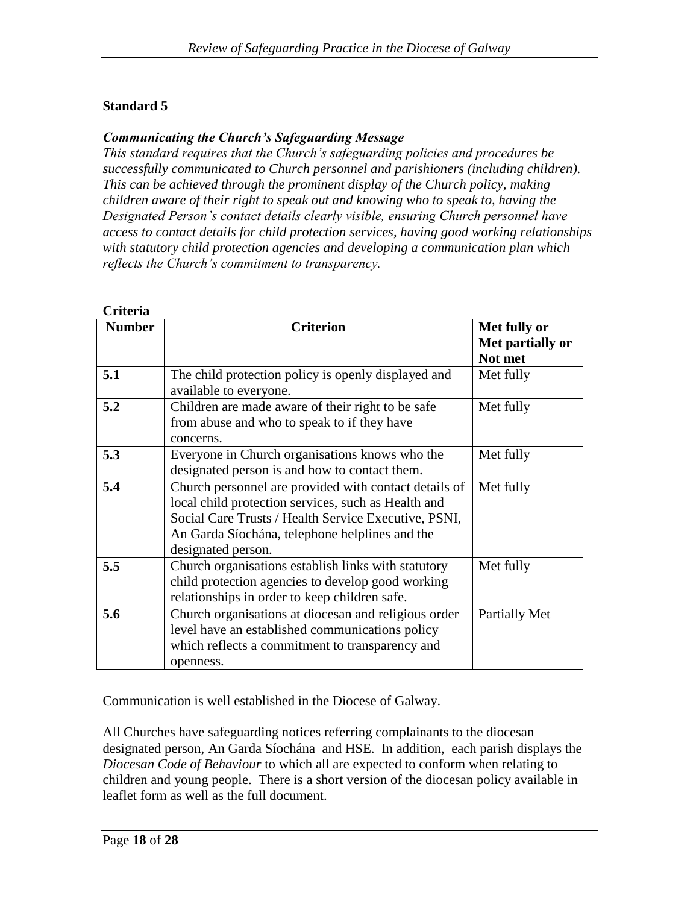**Standard 5**

***Communicating the Church's Safeguarding Message***

*This standard requires that the Church's safeguarding policies and procedures be successfully communicated to Church personnel and parishioners (including children). This can be achieved through the prominent display of the Church policy, making children aware of their right to speak out and knowing who to speak to, having the Designated Person's contact details clearly visible, ensuring Church personnel have access to contact details for child protection services, having good working relationships with statutory child protection agencies and developing a communication plan which reflects the Church's commitment to transparency.*

**Criteria**

| Number | Criterion | Met fully or Met partially or Not met |
|---|---|---|
| 5.1 | The child protection policy is openly displayed and available to everyone. | Met fully |
| 5.2 | Children are made aware of their right to be safe from abuse and who to speak to if they have concerns. | Met fully |
| 5.3 | Everyone in Church organisations knows who the designated person is and how to contact them. | Met fully |
| 5.4 | Church personnel are provided with contact details of local child protection services, such as Health and Social Care Trusts / Health Service Executive, PSNI, An Garda Síochána, telephone helplines and the designated person. | Met fully |
| 5.5 | Church organisations establish links with statutory child protection agencies to develop good working relationships in order to keep children safe. | Met fully |
| 5.6 | Church organisations at diocesan and religious order level have an established communications policy which reflects a commitment to transparency and openness. | Partially Met |

Communication is well established in the Diocese of Galway.

All Churches have safeguarding notices referring complainants to the diocesan designated person, An Garda Síochána and HSE. In addition, each parish displays the *Diocesan Code of Behaviour* to which all are expected to conform when relating to children and young people. There is a short version of the diocesan policy available in leaflet form as well as the full document.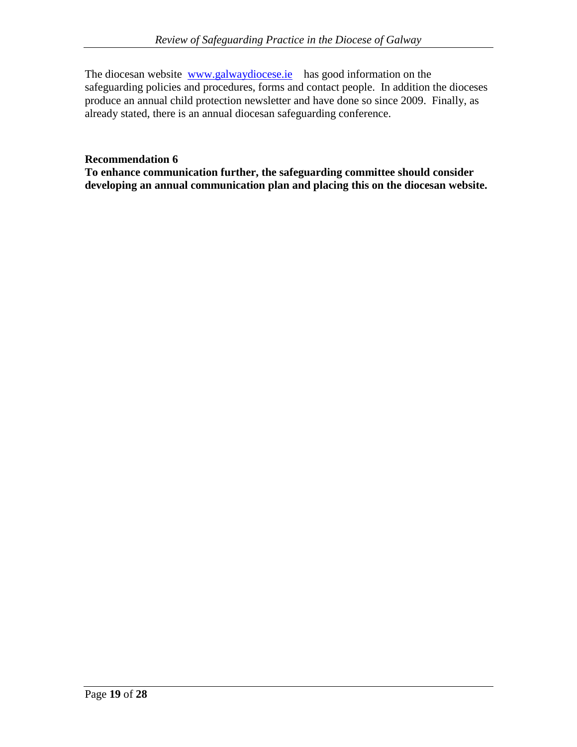The diocesan website [www.galwaydiocese.ie](http://www.galwaydiocese.ie) has good information on the safeguarding policies and procedures, forms and contact people. In addition the dioceses produce an annual child protection newsletter and have done so since 2009. Finally, as already stated, there is an annual diocesan safeguarding conference.

**Recommendation 6**

**To enhance communication further, the safeguarding committee should consider developing an annual communication plan and placing this on the diocesan website.**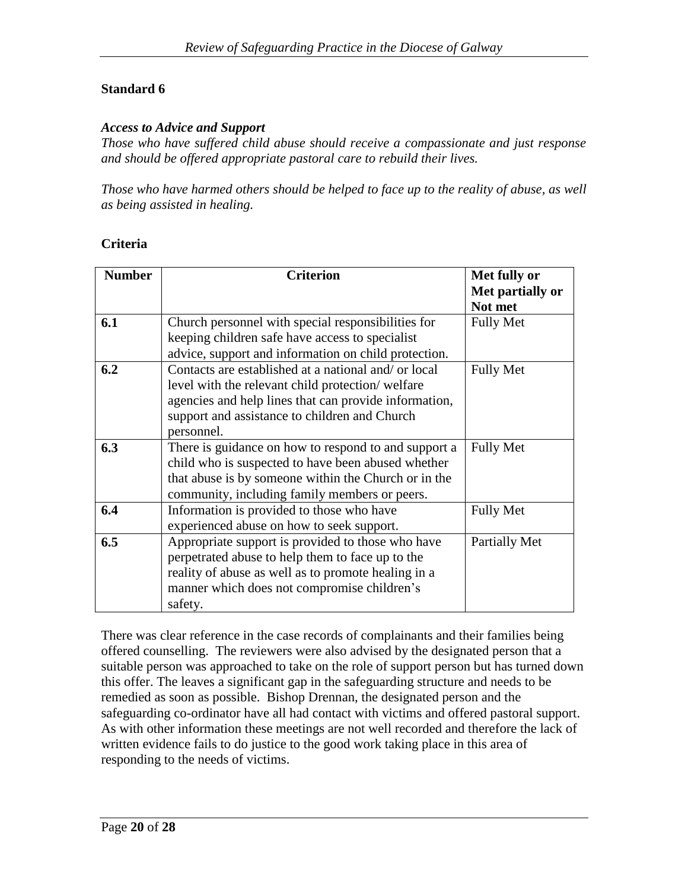### Standard 6

***Access to Advice and Support***

*Those who have suffered child abuse should receive a compassionate and just response and should be offered appropriate pastoral care to rebuild their lives.*

*Those who have harmed others should be helped to face up to the reality of abuse, as well as being assisted in healing.*

**Criteria**

| Number | Criterion | Met fully or Met partially or Not met |
|---|---|---|
| **6.1** | Church personnel with special responsibilities for keeping children safe have access to specialist advice, support and information on child protection. | Fully Met |
| **6.2** | Contacts are established at a national and/ or local level with the relevant child protection/ welfare agencies and help lines that can provide information, support and assistance to children and Church personnel. | Fully Met |
| **6.3** | There is guidance on how to respond to and support a child who is suspected to have been abused whether that abuse is by someone within the Church or in the community, including family members or peers. | Fully Met |
| **6.4** | Information is provided to those who have experienced abuse on how to seek support. | Fully Met |
| **6.5** | Appropriate support is provided to those who have perpetrated abuse to help them to face up to the reality of abuse as well as to promote healing in a manner which does not compromise children's safety. | Partially Met |

There was clear reference in the case records of complainants and their families being offered counselling. The reviewers were also advised by the designated person that a suitable person was approached to take on the role of support person but has turned down this offer. The leaves a significant gap in the safeguarding structure and needs to be remedied as soon as possible. Bishop Drennan, the designated person and the safeguarding co-ordinator have all had contact with victims and offered pastoral support. As with other information these meetings are not well recorded and therefore the lack of written evidence fails to do justice to the good work taking place in this area of responding to the needs of victims.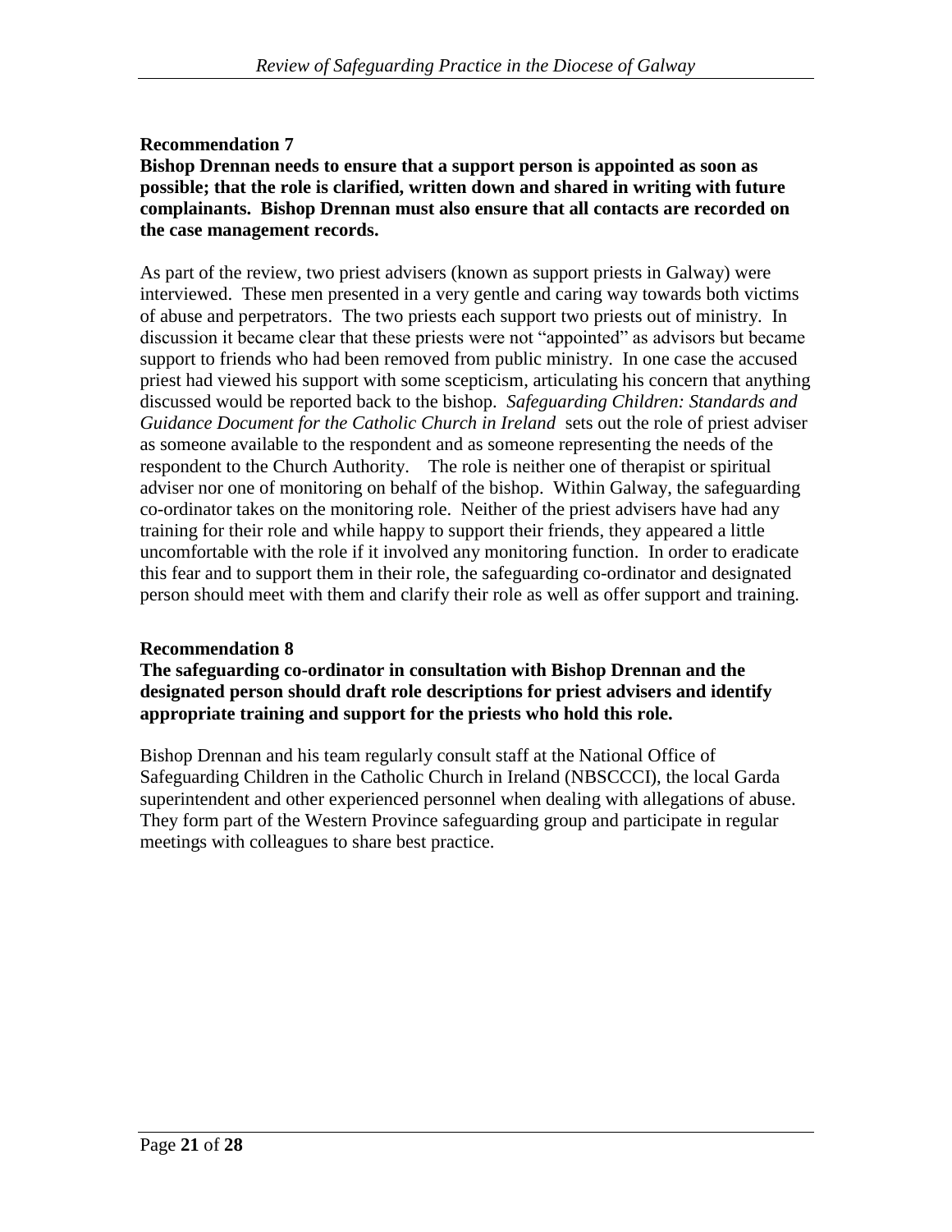**Recommendation 7**

**Bishop Drennan needs to ensure that a support person is appointed as soon as possible; that the role is clarified, written down and shared in writing with future complainants. Bishop Drennan must also ensure that all contacts are recorded on the case management records.**

As part of the review, two priest advisers (known as support priests in Galway) were interviewed. These men presented in a very gentle and caring way towards both victims of abuse and perpetrators. The two priests each support two priests out of ministry. In discussion it became clear that these priests were not "appointed" as advisors but became support to friends who had been removed from public ministry. In one case the accused priest had viewed his support with some scepticism, articulating his concern that anything discussed would be reported back to the bishop. *Safeguarding Children: Standards and Guidance Document for the Catholic Church in Ireland* sets out the role of priest adviser as someone available to the respondent and as someone representing the needs of the respondent to the Church Authority. The role is neither one of therapist or spiritual adviser nor one of monitoring on behalf of the bishop. Within Galway, the safeguarding co-ordinator takes on the monitoring role. Neither of the priest advisers have had any training for their role and while happy to support their friends, they appeared a little uncomfortable with the role if it involved any monitoring function. In order to eradicate this fear and to support them in their role, the safeguarding co-ordinator and designated person should meet with them and clarify their role as well as offer support and training.

**Recommendation 8**

**The safeguarding co-ordinator in consultation with Bishop Drennan and the designated person should draft role descriptions for priest advisers and identify appropriate training and support for the priests who hold this role.**

Bishop Drennan and his team regularly consult staff at the National Office of Safeguarding Children in the Catholic Church in Ireland (NBSCCCI), the local Garda superintendent and other experienced personnel when dealing with allegations of abuse. They form part of the Western Province safeguarding group and participate in regular meetings with colleagues to share best practice.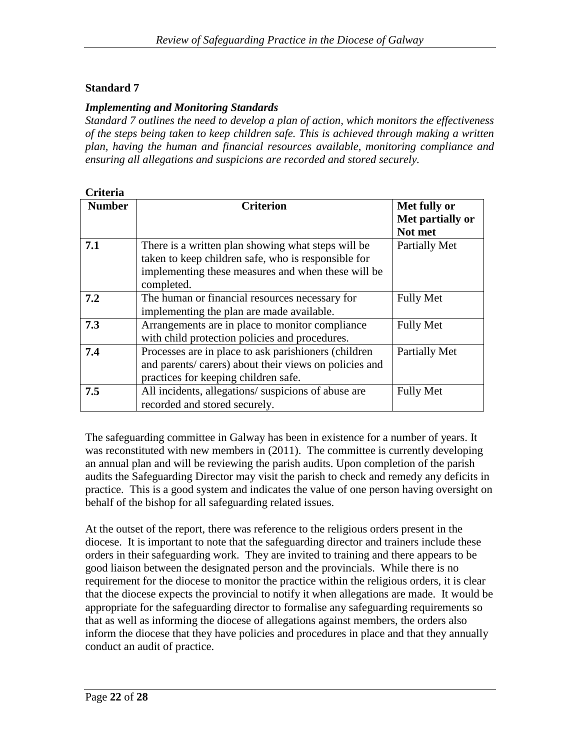**Standard 7**

***Implementing and Monitoring Standards***

*Standard 7 outlines the need to develop a plan of action, which monitors the effectiveness of the steps being taken to keep children safe. This is achieved through making a written plan, having the human and financial resources available, monitoring compliance and ensuring all allegations and suspicions are recorded and stored securely.*

**Criteria**

| Number | Criterion | Met fully or Met partially or Not met |
|---|---|---|
| **7.1** | There is a written plan showing what steps will be taken to keep children safe, who is responsible for implementing these measures and when these will be completed. | Partially Met |
| **7.2** | The human or financial resources necessary for implementing the plan are made available. | Fully Met |
| **7.3** | Arrangements are in place to monitor compliance with child protection policies and procedures. | Fully Met |
| **7.4** | Processes are in place to ask parishioners (children and parents/ carers) about their views on policies and practices for keeping children safe. | Partially Met |
| **7.5** | All incidents, allegations/ suspicions of abuse are recorded and stored securely. | Fully Met |

The safeguarding committee in Galway has been in existence for a number of years. It was reconstituted with new members in (2011). The committee is currently developing an annual plan and will be reviewing the parish audits. Upon completion of the parish audits the Safeguarding Director may visit the parish to check and remedy any deficits in practice. This is a good system and indicates the value of one person having oversight on behalf of the bishop for all safeguarding related issues.

At the outset of the report, there was reference to the religious orders present in the diocese. It is important to note that the safeguarding director and trainers include these orders in their safeguarding work. They are invited to training and there appears to be good liaison between the designated person and the provincials. While there is no requirement for the diocese to monitor the practice within the religious orders, it is clear that the diocese expects the provincial to notify it when allegations are made. It would be appropriate for the safeguarding director to formalise any safeguarding requirements so that as well as informing the diocese of allegations against members, the orders also inform the diocese that they have policies and procedures in place and that they annually conduct an audit of practice.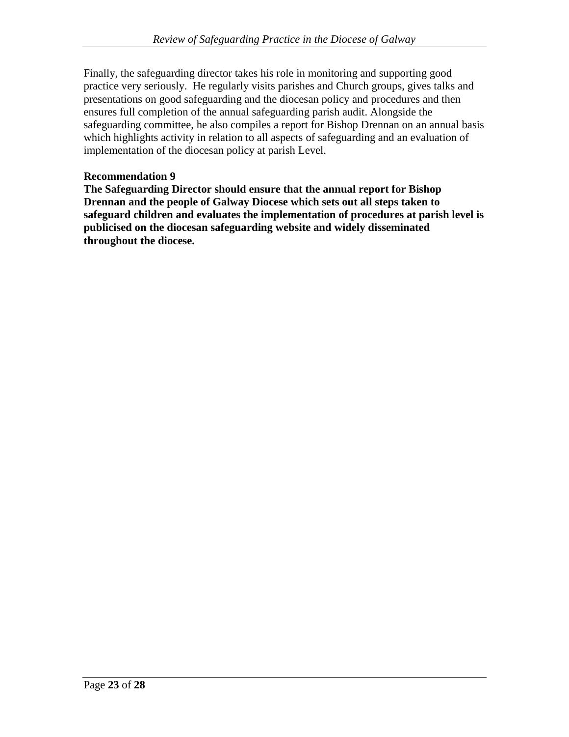Finally, the safeguarding director takes his role in monitoring and supporting good practice very seriously.  He regularly visits parishes and Church groups, gives talks and presentations on good safeguarding and the diocesan policy and procedures and then ensures full completion of the annual safeguarding parish audit. Alongside the safeguarding committee, he also compiles a report for Bishop Drennan on an annual basis which highlights activity in relation to all aspects of safeguarding and an evaluation of implementation of the diocesan policy at parish Level.

**Recommendation 9**

**The Safeguarding Director should ensure that the annual report for Bishop Drennan and the people of Galway Diocese which sets out all steps taken to safeguard children and evaluates the implementation of procedures at parish level is publicised on the diocesan safeguarding website and widely disseminated throughout the diocese.**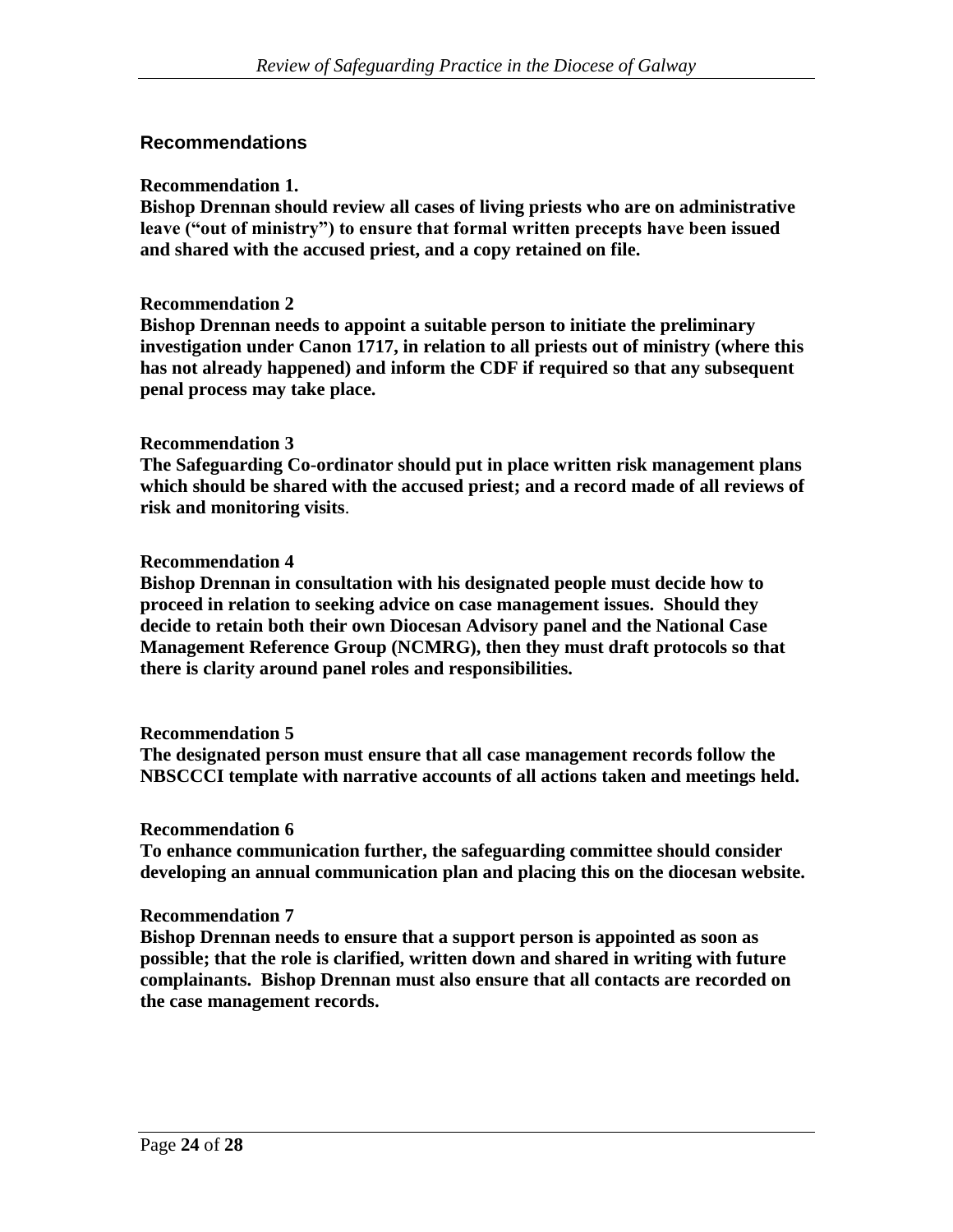## Recommendations

**Recommendation 1.**
**Bishop Drennan should review all cases of living priests who are on administrative leave ("out of ministry") to ensure that formal written precepts have been issued and shared with the accused priest, and a copy retained on file.**

**Recommendation 2**
**Bishop Drennan needs to appoint a suitable person to initiate the preliminary investigation under Canon 1717, in relation to all priests out of ministry (where this has not already happened) and inform the CDF if required so that any subsequent penal process may take place.**

**Recommendation 3**
**The Safeguarding Co-ordinator should put in place written risk management plans which should be shared with the accused priest; and a record made of all reviews of risk and monitoring visits**.

**Recommendation 4**
**Bishop Drennan in consultation with his designated people must decide how to proceed in relation to seeking advice on case management issues. Should they decide to retain both their own Diocesan Advisory panel and the National Case Management Reference Group (NCMRG), then they must draft protocols so that there is clarity around panel roles and responsibilities.**

**Recommendation 5**
**The designated person must ensure that all case management records follow the NBSCCCI template with narrative accounts of all actions taken and meetings held.**

**Recommendation 6**
**To enhance communication further, the safeguarding committee should consider developing an annual communication plan and placing this on the diocesan website.**

**Recommendation 7**
**Bishop Drennan needs to ensure that a support person is appointed as soon as possible; that the role is clarified, written down and shared in writing with future complainants. Bishop Drennan must also ensure that all contacts are recorded on the case management records.**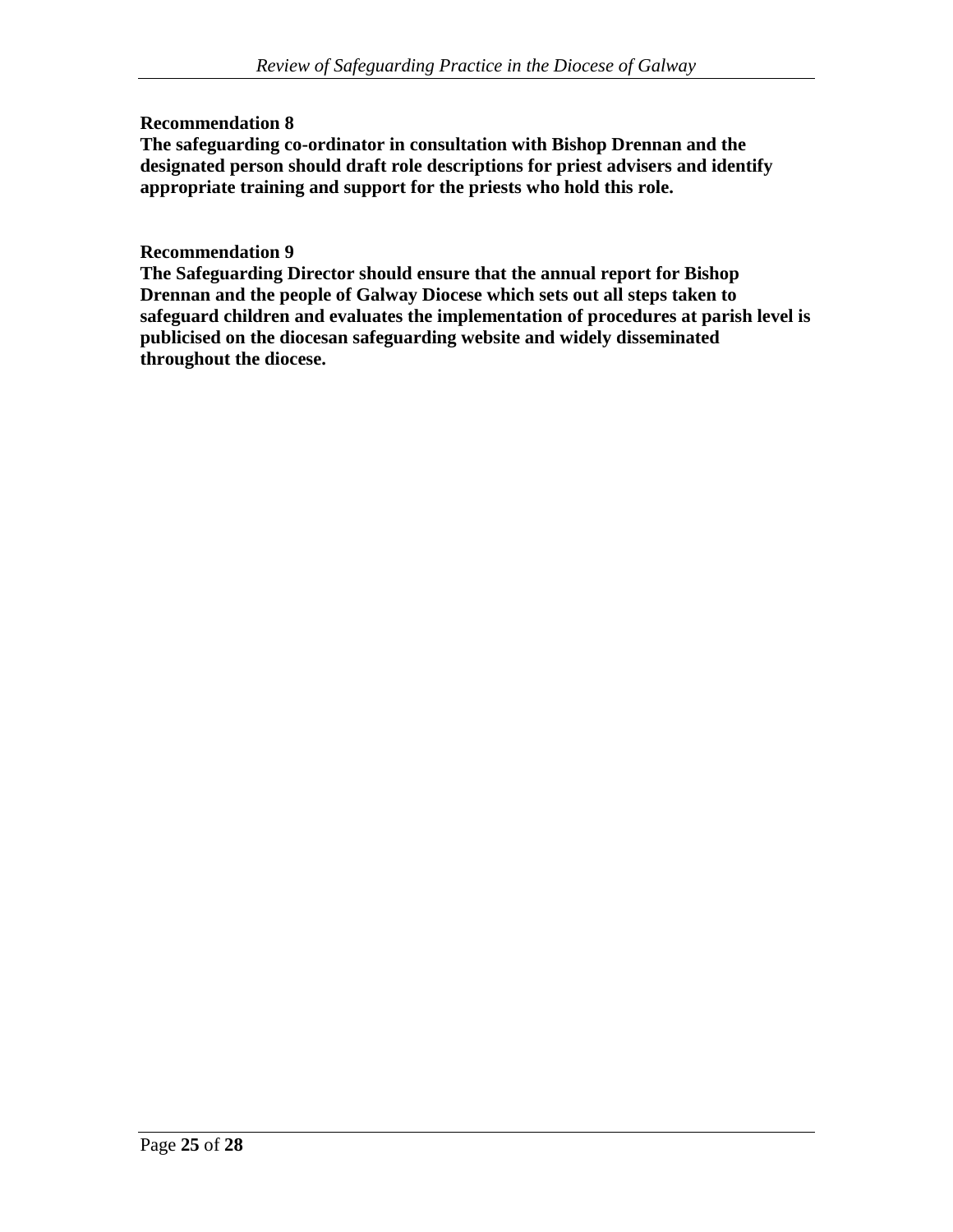**Recommendation 8**

**The safeguarding co-ordinator in consultation with Bishop Drennan and the designated person should draft role descriptions for priest advisers and identify appropriate training and support for the priests who hold this role.**

**Recommendation 9**

**The Safeguarding Director should ensure that the annual report for Bishop Drennan and the people of Galway Diocese which sets out all steps taken to safeguard children and evaluates the implementation of procedures at parish level is publicised on the diocesan safeguarding website and widely disseminated throughout the diocese.**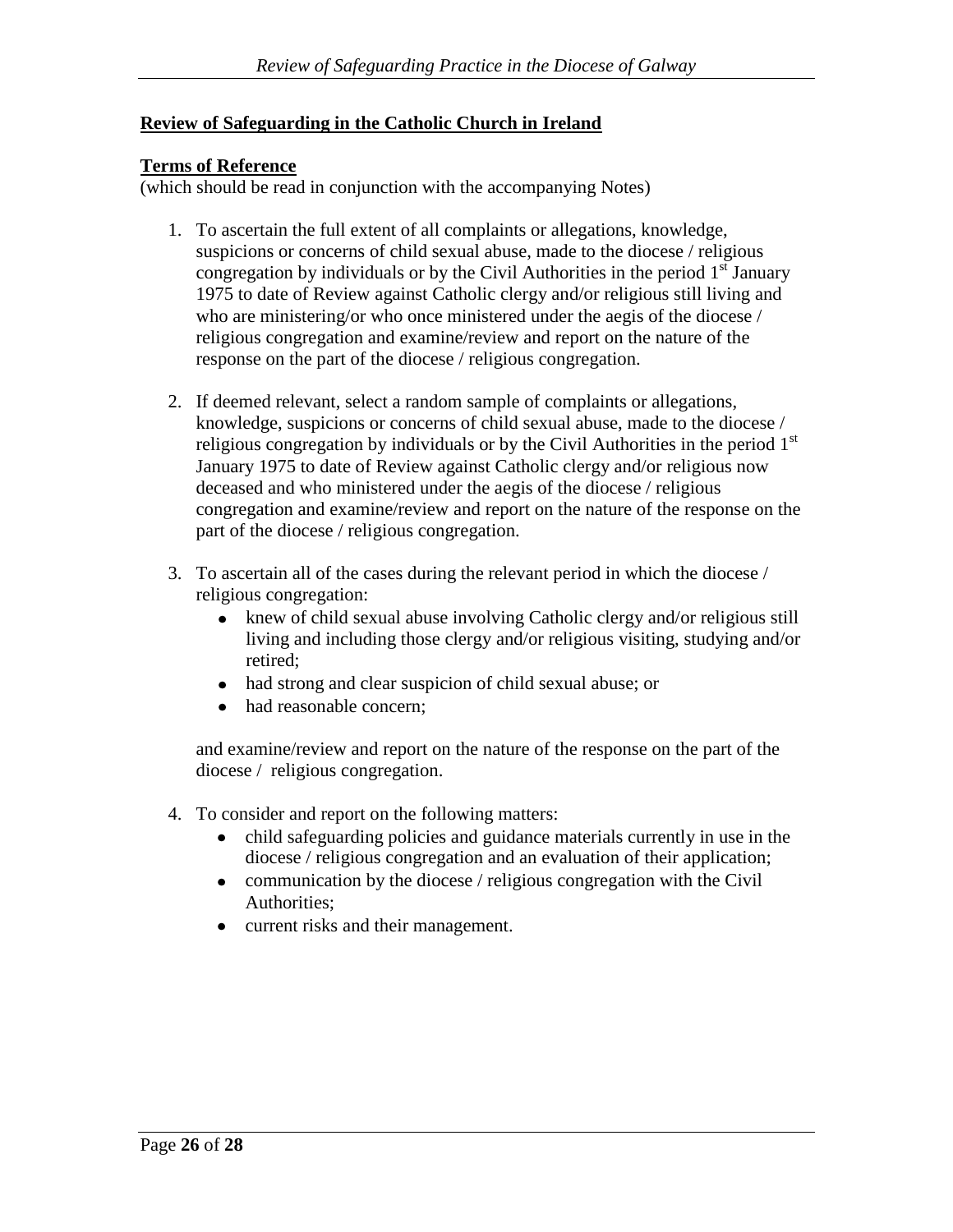**Review of Safeguarding in the Catholic Church in Ireland**

**Terms of Reference**

(which should be read in conjunction with the accompanying Notes)

1. To ascertain the full extent of all complaints or allegations, knowledge, suspicions or concerns of child sexual abuse, made to the diocese / religious congregation by individuals or by the Civil Authorities in the period 1st January 1975 to date of Review against Catholic clergy and/or religious still living and who are ministering/or who once ministered under the aegis of the diocese / religious congregation and examine/review and report on the nature of the response on the part of the diocese / religious congregation.

2. If deemed relevant, select a random sample of complaints or allegations, knowledge, suspicions or concerns of child sexual abuse, made to the diocese / religious congregation by individuals or by the Civil Authorities in the period 1st January 1975 to date of Review against Catholic clergy and/or religious now deceased and who ministered under the aegis of the diocese / religious congregation and examine/review and report on the nature of the response on the part of the diocese / religious congregation.

3. To ascertain all of the cases during the relevant period in which the diocese / religious congregation:
   - knew of child sexual abuse involving Catholic clergy and/or religious still living and including those clergy and/or religious visiting, studying and/or retired;
   - had strong and clear suspicion of child sexual abuse; or
   - had reasonable concern;

   and examine/review and report on the nature of the response on the part of the diocese / religious congregation.

4. To consider and report on the following matters:
   - child safeguarding policies and guidance materials currently in use in the diocese / religious congregation and an evaluation of their application;
   - communication by the diocese / religious congregation with the Civil Authorities;
   - current risks and their management.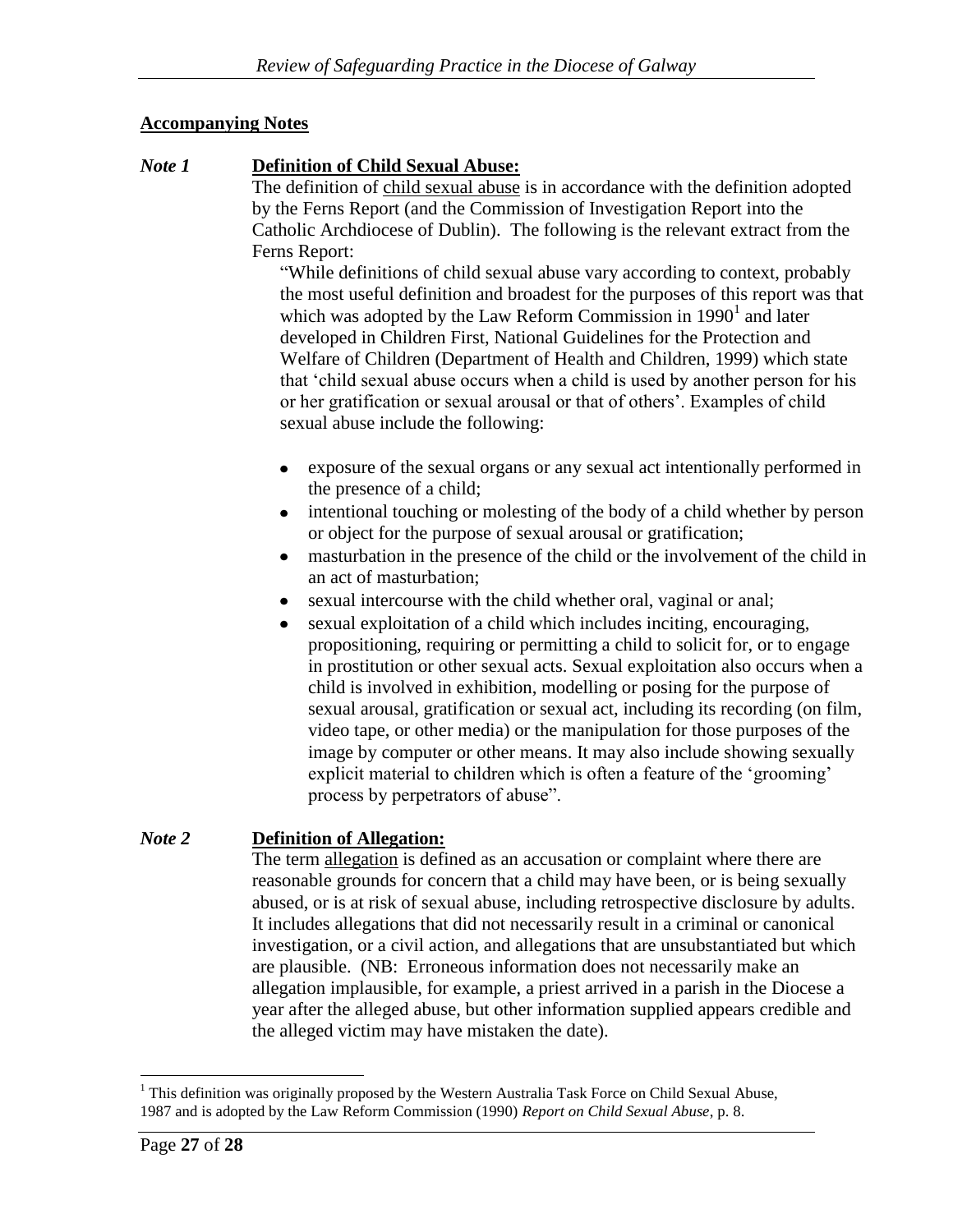**Accompanying Notes**

*Note 1* **Definition of Child Sexual Abuse:**

The definition of child sexual abuse is in accordance with the definition adopted by the Ferns Report (and the Commission of Investigation Report into the Catholic Archdiocese of Dublin). The following is the relevant extract from the Ferns Report:

> "While definitions of child sexual abuse vary according to context, probably the most useful definition and broadest for the purposes of this report was that which was adopted by the Law Reform Commission in 1990[1] and later developed in Children First, National Guidelines for the Protection and Welfare of Children (Department of Health and Children, 1999) which state that 'child sexual abuse occurs when a child is used by another person for his or her gratification or sexual arousal or that of others'. Examples of child sexual abuse include the following:
>
> - exposure of the sexual organs or any sexual act intentionally performed in the presence of a child;
> - intentional touching or molesting of the body of a child whether by person or object for the purpose of sexual arousal or gratification;
> - masturbation in the presence of the child or the involvement of the child in an act of masturbation;
> - sexual intercourse with the child whether oral, vaginal or anal;
> - sexual exploitation of a child which includes inciting, encouraging, propositioning, requiring or permitting a child to solicit for, or to engage in prostitution or other sexual acts. Sexual exploitation also occurs when a child is involved in exhibition, modelling or posing for the purpose of sexual arousal, gratification or sexual act, including its recording (on film, video tape, or other media) or the manipulation for those purposes of the image by computer or other means. It may also include showing sexually explicit material to children which is often a feature of the 'grooming' process by perpetrators of abuse".

*Note 2* **Definition of Allegation:**

The term allegation is defined as an accusation or complaint where there are reasonable grounds for concern that a child may have been, or is being sexually abused, or is at risk of sexual abuse, including retrospective disclosure by adults. It includes allegations that did not necessarily result in a criminal or canonical investigation, or a civil action, and allegations that are unsubstantiated but which are plausible. (NB: Erroneous information does not necessarily make an allegation implausible, for example, a priest arrived in a parish in the Diocese a year after the alleged abuse, but other information supplied appears credible and the alleged victim may have mistaken the date).

---

[1] This definition was originally proposed by the Western Australia Task Force on Child Sexual Abuse, 1987 and is adopted by the Law Reform Commission (1990) *Report on Child Sexual Abuse*, p. 8.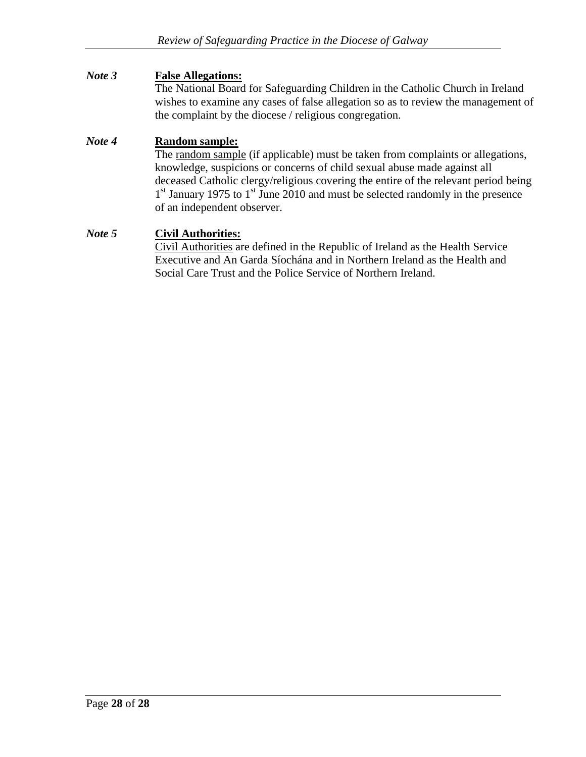*Note 3* **False Allegations:**

The National Board for Safeguarding Children in the Catholic Church in Ireland wishes to examine any cases of false allegation so as to review the management of the complaint by the diocese / religious congregation.

*Note 4* **Random sample:**

The random sample (if applicable) must be taken from complaints or allegations, knowledge, suspicions or concerns of child sexual abuse made against all deceased Catholic clergy/religious covering the entire of the relevant period being 1st January 1975 to 1st June 2010 and must be selected randomly in the presence of an independent observer.

*Note 5* **Civil Authorities:**

Civil Authorities are defined in the Republic of Ireland as the Health Service Executive and An Garda Síochána and in Northern Ireland as the Health and Social Care Trust and the Police Service of Northern Ireland.